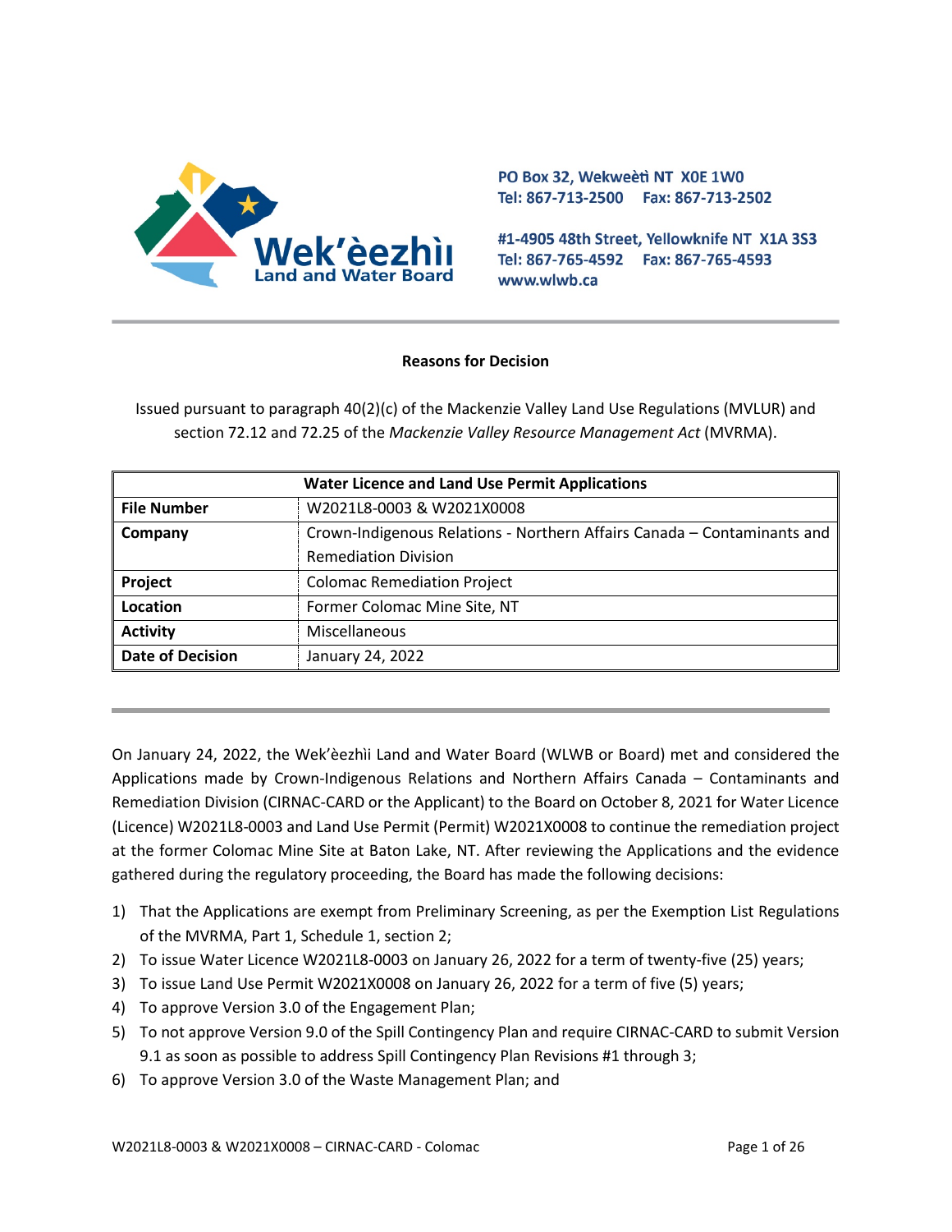Wek'èezhìı Land and Water Board

PO Box 32, Wekweètì NT X0E 1W0
Tel: 867-713-2500 Fax: 867-713-2502

#1-4905 48th Street, Yellowknife NT X1A 3S3
Tel: 867-765-4592 Fax: 867-765-4593
www.wlwb.ca

---

**Reasons for Decision**

Issued pursuant to paragraph 40(2)(c) of the Mackenzie Valley Land Use Regulations (MVLUR) and section 72.12 and 72.25 of the *Mackenzie Valley Resource Management Act* (MVRMA).

| Water Licence and Land Use Permit Applications | |
|---|---|
| **File Number** | W2021L8-0003 & W2021X0008 |
| **Company** | Crown-Indigenous Relations - Northern Affairs Canada – Contaminants and Remediation Division |
| **Project** | Colomac Remediation Project |
| **Location** | Former Colomac Mine Site, NT |
| **Activity** | Miscellaneous |
| **Date of Decision** | January 24, 2022 |

---

On January 24, 2022, the Wek'èezhìı Land and Water Board (WLWB or Board) met and considered the Applications made by Crown-Indigenous Relations and Northern Affairs Canada – Contaminants and Remediation Division (CIRNAC-CARD or the Applicant) to the Board on October 8, 2021 for Water Licence (Licence) W2021L8-0003 and Land Use Permit (Permit) W2021X0008 to continue the remediation project at the former Colomac Mine Site at Baton Lake, NT. After reviewing the Applications and the evidence gathered during the regulatory proceeding, the Board has made the following decisions:

1) That the Applications are exempt from Preliminary Screening, as per the Exemption List Regulations of the MVRMA, Part 1, Schedule 1, section 2;
2) To issue Water Licence W2021L8-0003 on January 26, 2022 for a term of twenty-five (25) years;
3) To issue Land Use Permit W2021X0008 on January 26, 2022 for a term of five (5) years;
4) To approve Version 3.0 of the Engagement Plan;
5) To not approve Version 9.0 of the Spill Contingency Plan and require CIRNAC-CARD to submit Version 9.1 as soon as possible to address Spill Contingency Plan Revisions #1 through 3;
6) To approve Version 3.0 of the Waste Management Plan; and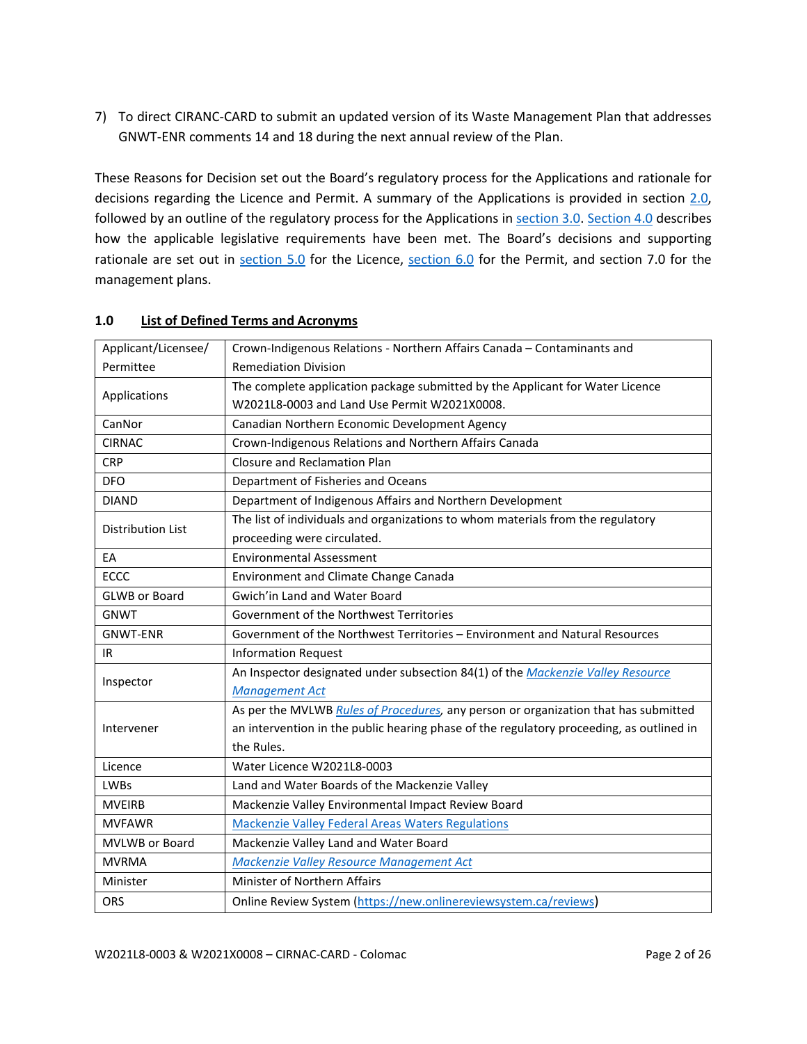7) To direct CIRANC-CARD to submit an updated version of its Waste Management Plan that addresses GNWT-ENR comments 14 and 18 during the next annual review of the Plan.

These Reasons for Decision set out the Board's regulatory process for the Applications and rationale for decisions regarding the Licence and Permit. A summary of the Applications is provided in section 2.0, followed by an outline of the regulatory process for the Applications in section 3.0. Section 4.0 describes how the applicable legislative requirements have been met. The Board's decisions and supporting rationale are set out in section 5.0 for the Licence, section 6.0 for the Permit, and section 7.0 for the management plans.

## 1.0 List of Defined Terms and Acronyms

| | |
|---|---|
| Applicant/Licensee/ Permittee | Crown-Indigenous Relations - Northern Affairs Canada – Contaminants and Remediation Division |
| Applications | The complete application package submitted by the Applicant for Water Licence W2021L8-0003 and Land Use Permit W2021X0008. |
| CanNor | Canadian Northern Economic Development Agency |
| CIRNAC | Crown-Indigenous Relations and Northern Affairs Canada |
| CRP | Closure and Reclamation Plan |
| DFO | Department of Fisheries and Oceans |
| DIAND | Department of Indigenous Affairs and Northern Development |
| Distribution List | The list of individuals and organizations to whom materials from the regulatory proceeding were circulated. |
| EA | Environmental Assessment |
| ECCC | Environment and Climate Change Canada |
| GLWB or Board | Gwich'in Land and Water Board |
| GNWT | Government of the Northwest Territories |
| GNWT-ENR | Government of the Northwest Territories – Environment and Natural Resources |
| IR | Information Request |
| Inspector | An Inspector designated under subsection 84(1) of the *Mackenzie Valley Resource Management Act* |
| Intervener | As per the MVLWB *Rules of Procedures*, any person or organization that has submitted an intervention in the public hearing phase of the regulatory proceeding, as outlined in the Rules. |
| Licence | Water Licence W2021L8-0003 |
| LWBs | Land and Water Boards of the Mackenzie Valley |
| MVEIRB | Mackenzie Valley Environmental Impact Review Board |
| MVFAWR | Mackenzie Valley Federal Areas Waters Regulations |
| MVLWB or Board | Mackenzie Valley Land and Water Board |
| MVRMA | *Mackenzie Valley Resource Management Act* |
| Minister | Minister of Northern Affairs |
| ORS | Online Review System (https://new.onlinereviewsystem.ca/reviews) |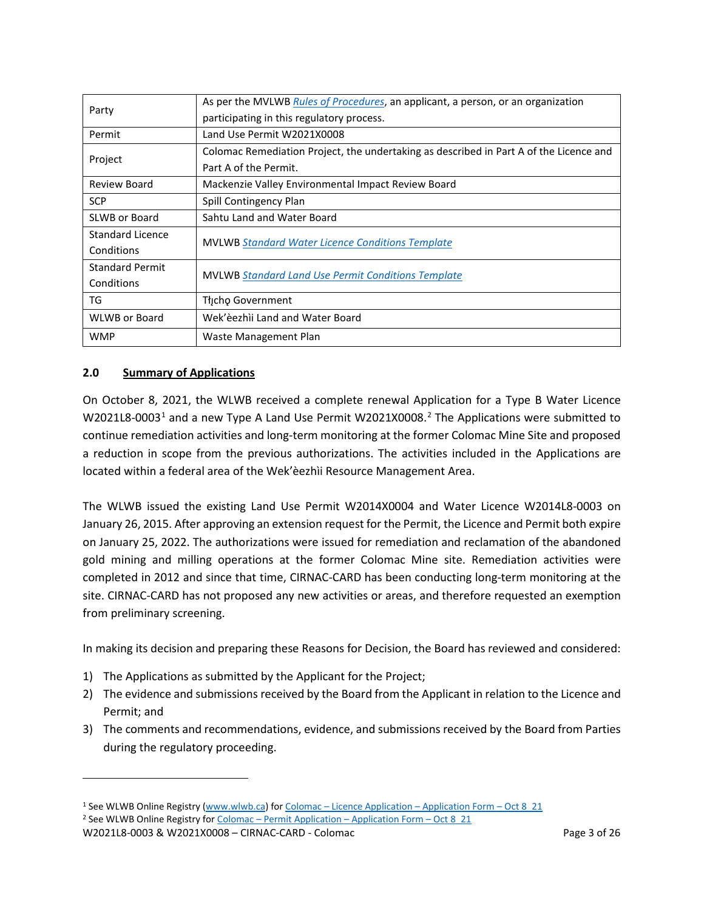| | |
|---|---|
| Party | As per the MVLWB *Rules of Procedures*, an applicant, a person, or an organization participating in this regulatory process. |
| Permit | Land Use Permit W2021X0008 |
| Project | Colomac Remediation Project, the undertaking as described in Part A of the Licence and Part A of the Permit. |
| Review Board | Mackenzie Valley Environmental Impact Review Board |
| SCP | Spill Contingency Plan |
| SLWB or Board | Sahtu Land and Water Board |
| Standard Licence Conditions | MVLWB *Standard Water Licence Conditions Template* |
| Standard Permit Conditions | MVLWB *Standard Land Use Permit Conditions Template* |
| TG | Tłı̨chǫ Government |
| WLWB or Board | Wek'èezhìi Land and Water Board |
| WMP | Waste Management Plan |

## 2.0 Summary of Applications

On October 8, 2021, the WLWB received a complete renewal Application for a Type B Water Licence W2021L8-0003[1] and a new Type A Land Use Permit W2021X0008.[2] The Applications were submitted to continue remediation activities and long-term monitoring at the former Colomac Mine Site and proposed a reduction in scope from the previous authorizations. The activities included in the Applications are located within a federal area of the Wek'èezhìi Resource Management Area.

The WLWB issued the existing Land Use Permit W2014X0004 and Water Licence W2014L8-0003 on January 26, 2015. After approving an extension request for the Permit, the Licence and Permit both expire on January 25, 2022. The authorizations were issued for remediation and reclamation of the abandoned gold mining and milling operations at the former Colomac Mine site. Remediation activities were completed in 2012 and since that time, CIRNAC-CARD has been conducting long-term monitoring at the site. CIRNAC-CARD has not proposed any new activities or areas, and therefore requested an exemption from preliminary screening.

In making its decision and preparing these Reasons for Decision, the Board has reviewed and considered:

1) The Applications as submitted by the Applicant for the Project;
2) The evidence and submissions received by the Board from the Applicant in relation to the Licence and Permit; and
3) The comments and recommendations, evidence, and submissions received by the Board from Parties during the regulatory proceeding.

---

[1] See WLWB Online Registry (www.wlwb.ca) for Colomac – Licence Application – Application Form – Oct 8_21

[2] See WLWB Online Registry for Colomac – Permit Application – Application Form – Oct 8_21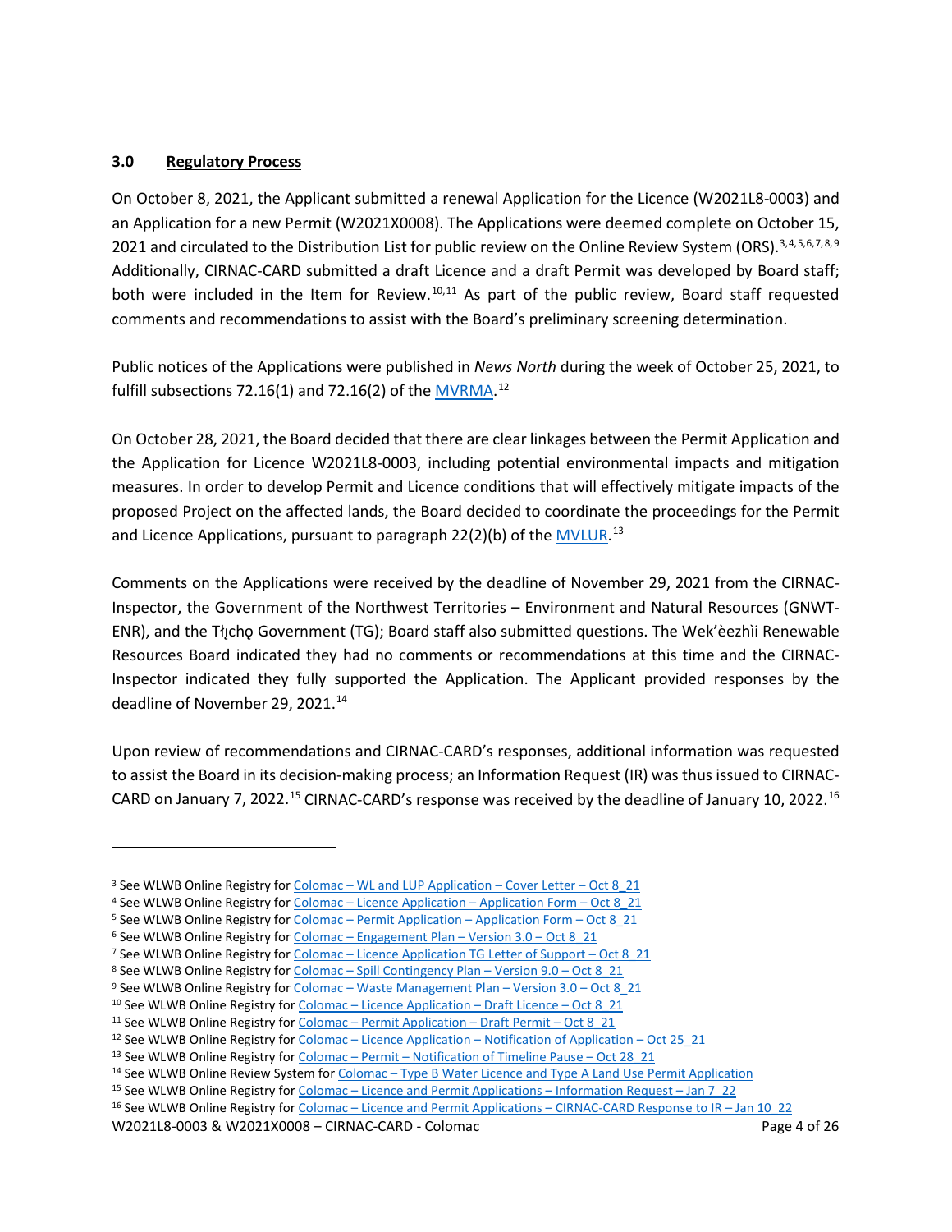### 3.0 Regulatory Process

On October 8, 2021, the Applicant submitted a renewal Application for the Licence (W2021L8-0003) and an Application for a new Permit (W2021X0008). The Applications were deemed complete on October 15, 2021 and circulated to the Distribution List for public review on the Online Review System (ORS).[3,4,5,6,7,8,9] Additionally, CIRNAC-CARD submitted a draft Licence and a draft Permit was developed by Board staff; both were included in the Item for Review.[10,11] As part of the public review, Board staff requested comments and recommendations to assist with the Board's preliminary screening determination.

Public notices of the Applications were published in *News North* during the week of October 25, 2021, to fulfill subsections 72.16(1) and 72.16(2) of the MVRMA.[12]

On October 28, 2021, the Board decided that there are clear linkages between the Permit Application and the Application for Licence W2021L8-0003, including potential environmental impacts and mitigation measures. In order to develop Permit and Licence conditions that will effectively mitigate impacts of the proposed Project on the affected lands, the Board decided to coordinate the proceedings for the Permit and Licence Applications, pursuant to paragraph 22(2)(b) of the MVLUR.[13]

Comments on the Applications were received by the deadline of November 29, 2021 from the CIRNAC-Inspector, the Government of the Northwest Territories – Environment and Natural Resources (GNWT-ENR), and the Tłı̨chǫ Government (TG); Board staff also submitted questions. The Wek'èezhìi Renewable Resources Board indicated they had no comments or recommendations at this time and the CIRNAC-Inspector indicated they fully supported the Application. The Applicant provided responses by the deadline of November 29, 2021.[14]

Upon review of recommendations and CIRNAC-CARD's responses, additional information was requested to assist the Board in its decision-making process; an Information Request (IR) was thus issued to CIRNAC-CARD on January 7, 2022.[15] CIRNAC-CARD's response was received by the deadline of January 10, 2022.[16]

---

[3] See WLWB Online Registry for Colomac – WL and LUP Application – Cover Letter – Oct 8_21

[4] See WLWB Online Registry for Colomac – Licence Application – Application Form – Oct 8_21

[5] See WLWB Online Registry for Colomac – Permit Application – Application Form – Oct 8_21

[6] See WLWB Online Registry for Colomac – Engagement Plan – Version 3.0 – Oct 8_21

[7] See WLWB Online Registry for Colomac – Licence Application TG Letter of Support – Oct 8_21

[8] See WLWB Online Registry for Colomac – Spill Contingency Plan – Version 9.0 – Oct 8_21

[9] See WLWB Online Registry for Colomac – Waste Management Plan – Version 3.0 – Oct 8_21

[10] See WLWB Online Registry for Colomac – Licence Application – Draft Licence – Oct 8_21

[11] See WLWB Online Registry for Colomac – Permit Application – Draft Permit – Oct 8_21

[12] See WLWB Online Registry for Colomac – Licence Application – Notification of Application – Oct 25_21

[13] See WLWB Online Registry for Colomac – Permit – Notification of Timeline Pause – Oct 28_21

[14] See WLWB Online Review System for Colomac – Type B Water Licence and Type A Land Use Permit Application

[15] See WLWB Online Registry for Colomac – Licence and Permit Applications – Information Request – Jan 7_22

[16] See WLWB Online Registry for Colomac – Licence and Permit Applications – CIRNAC-CARD Response to IR – Jan 10_22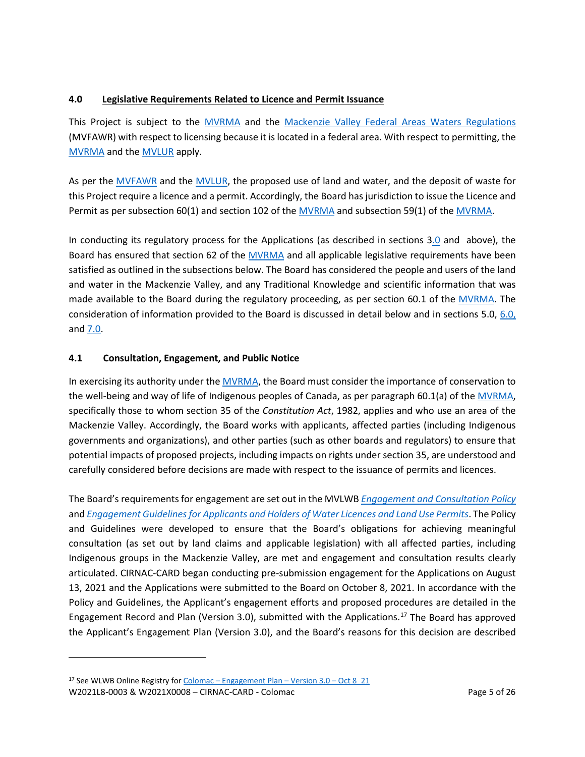### 4.0 Legislative Requirements Related to Licence and Permit Issuance

This Project is subject to the MVRMA and the Mackenzie Valley Federal Areas Waters Regulations (MVFAWR) with respect to licensing because it is located in a federal area. With respect to permitting, the MVRMA and the MVLUR apply.

As per the MVFAWR and the MVLUR, the proposed use of land and water, and the deposit of waste for this Project require a licence and a permit. Accordingly, the Board has jurisdiction to issue the Licence and Permit as per subsection 60(1) and section 102 of the MVRMA and subsection 59(1) of the MVRMA.

In conducting its regulatory process for the Applications (as described in sections 3.0 and above), the Board has ensured that section 62 of the MVRMA and all applicable legislative requirements have been satisfied as outlined in the subsections below. The Board has considered the people and users of the land and water in the Mackenzie Valley, and any Traditional Knowledge and scientific information that was made available to the Board during the regulatory proceeding, as per section 60.1 of the MVRMA. The consideration of information provided to the Board is discussed in detail below and in sections 5.0, 6.0, and 7.0.

### 4.1 Consultation, Engagement, and Public Notice

In exercising its authority under the MVRMA, the Board must consider the importance of conservation to the well-being and way of life of Indigenous peoples of Canada, as per paragraph 60.1(a) of the MVRMA, specifically those to whom section 35 of the *Constitution Act*, 1982, applies and who use an area of the Mackenzie Valley. Accordingly, the Board works with applicants, affected parties (including Indigenous governments and organizations), and other parties (such as other boards and regulators) to ensure that potential impacts of proposed projects, including impacts on rights under section 35, are understood and carefully considered before decisions are made with respect to the issuance of permits and licences.

The Board's requirements for engagement are set out in the MVLWB *Engagement and Consultation Policy* and *Engagement Guidelines for Applicants and Holders of Water Licences and Land Use Permits*. The Policy and Guidelines were developed to ensure that the Board's obligations for achieving meaningful consultation (as set out by land claims and applicable legislation) with all affected parties, including Indigenous groups in the Mackenzie Valley, are met and engagement and consultation results clearly articulated. CIRNAC-CARD began conducting pre-submission engagement for the Applications on August 13, 2021 and the Applications were submitted to the Board on October 8, 2021. In accordance with the Policy and Guidelines, the Applicant's engagement efforts and proposed procedures are detailed in the Engagement Record and Plan (Version 3.0), submitted with the Applications.[17] The Board has approved the Applicant's Engagement Plan (Version 3.0), and the Board's reasons for this decision are described

[17] See WLWB Online Registry for Colomac – Engagement Plan – Version 3.0 – Oct 8_21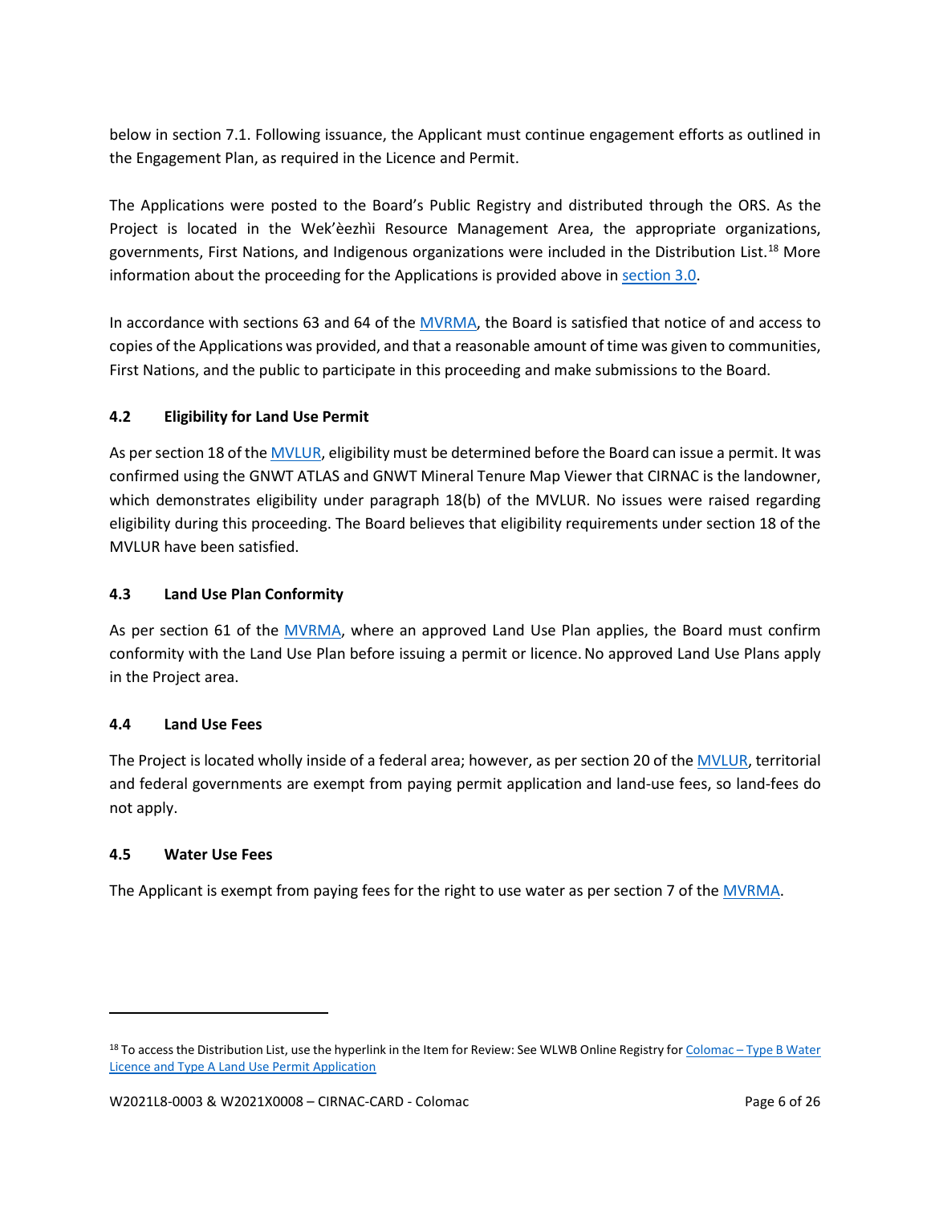below in section 7.1. Following issuance, the Applicant must continue engagement efforts as outlined in the Engagement Plan, as required in the Licence and Permit.

The Applications were posted to the Board's Public Registry and distributed through the ORS. As the Project is located in the Wek'èezhìi Resource Management Area, the appropriate organizations, governments, First Nations, and Indigenous organizations were included in the Distribution List.[18] More information about the proceeding for the Applications is provided above in section 3.0.

In accordance with sections 63 and 64 of the MVRMA, the Board is satisfied that notice of and access to copies of the Applications was provided, and that a reasonable amount of time was given to communities, First Nations, and the public to participate in this proceeding and make submissions to the Board.

### 4.2 Eligibility for Land Use Permit

As per section 18 of the MVLUR, eligibility must be determined before the Board can issue a permit. It was confirmed using the GNWT ATLAS and GNWT Mineral Tenure Map Viewer that CIRNAC is the landowner, which demonstrates eligibility under paragraph 18(b) of the MVLUR. No issues were raised regarding eligibility during this proceeding. The Board believes that eligibility requirements under section 18 of the MVLUR have been satisfied.

### 4.3 Land Use Plan Conformity

As per section 61 of the MVRMA, where an approved Land Use Plan applies, the Board must confirm conformity with the Land Use Plan before issuing a permit or licence. No approved Land Use Plans apply in the Project area.

### 4.4 Land Use Fees

The Project is located wholly inside of a federal area; however, as per section 20 of the MVLUR, territorial and federal governments are exempt from paying permit application and land-use fees, so land-fees do not apply.

### 4.5 Water Use Fees

The Applicant is exempt from paying fees for the right to use water as per section 7 of the MVRMA.

---

[18] To access the Distribution List, use the hyperlink in the Item for Review: See WLWB Online Registry for Colomac – Type B Water Licence and Type A Land Use Permit Application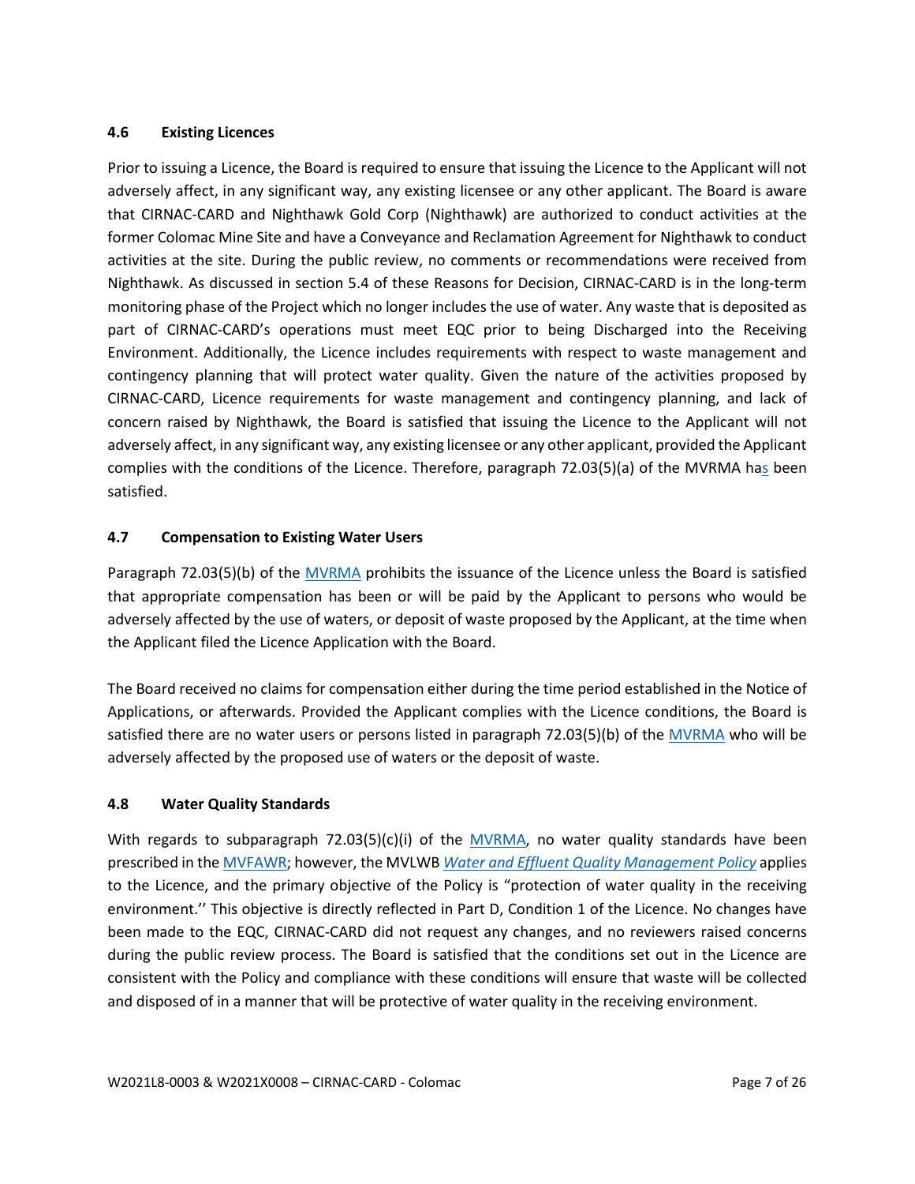### 4.6 Existing Licences

Prior to issuing a Licence, the Board is required to ensure that issuing the Licence to the Applicant will not adversely affect, in any significant way, any existing licensee or any other applicant. The Board is aware that CIRNAC-CARD and Nighthawk Gold Corp (Nighthawk) are authorized to conduct activities at the former Colomac Mine Site and have a Conveyance and Reclamation Agreement for Nighthawk to conduct activities at the site. During the public review, no comments or recommendations were received from Nighthawk. As discussed in section 5.4 of these Reasons for Decision, CIRNAC-CARD is in the long-term monitoring phase of the Project which no longer includes the use of water. Any waste that is deposited as part of CIRNAC-CARD's operations must meet EQC prior to being Discharged into the Receiving Environment. Additionally, the Licence includes requirements with respect to waste management and contingency planning that will protect water quality. Given the nature of the activities proposed by CIRNAC-CARD, Licence requirements for waste management and contingency planning, and lack of concern raised by Nighthawk, the Board is satisfied that issuing the Licence to the Applicant will not adversely affect, in any significant way, any existing licensee or any other applicant, provided the Applicant complies with the conditions of the Licence. Therefore, paragraph 72.03(5)(a) of the MVRMA has been satisfied.

### 4.7 Compensation to Existing Water Users

Paragraph 72.03(5)(b) of the MVRMA prohibits the issuance of the Licence unless the Board is satisfied that appropriate compensation has been or will be paid by the Applicant to persons who would be adversely affected by the use of waters, or deposit of waste proposed by the Applicant, at the time when the Applicant filed the Licence Application with the Board.

The Board received no claims for compensation either during the time period established in the Notice of Applications, or afterwards. Provided the Applicant complies with the Licence conditions, the Board is satisfied there are no water users or persons listed in paragraph 72.03(5)(b) of the MVRMA who will be adversely affected by the proposed use of waters or the deposit of waste.

### 4.8 Water Quality Standards

With regards to subparagraph 72.03(5)(c)(i) of the MVRMA, no water quality standards have been prescribed in the MVFAWR; however, the MVLWB *Water and Effluent Quality Management Policy* applies to the Licence, and the primary objective of the Policy is "protection of water quality in the receiving environment.'' This objective is directly reflected in Part D, Condition 1 of the Licence. No changes have been made to the EQC, CIRNAC-CARD did not request any changes, and no reviewers raised concerns during the public review process. The Board is satisfied that the conditions set out in the Licence are consistent with the Policy and compliance with these conditions will ensure that waste will be collected and disposed of in a manner that will be protective of water quality in the receiving environment.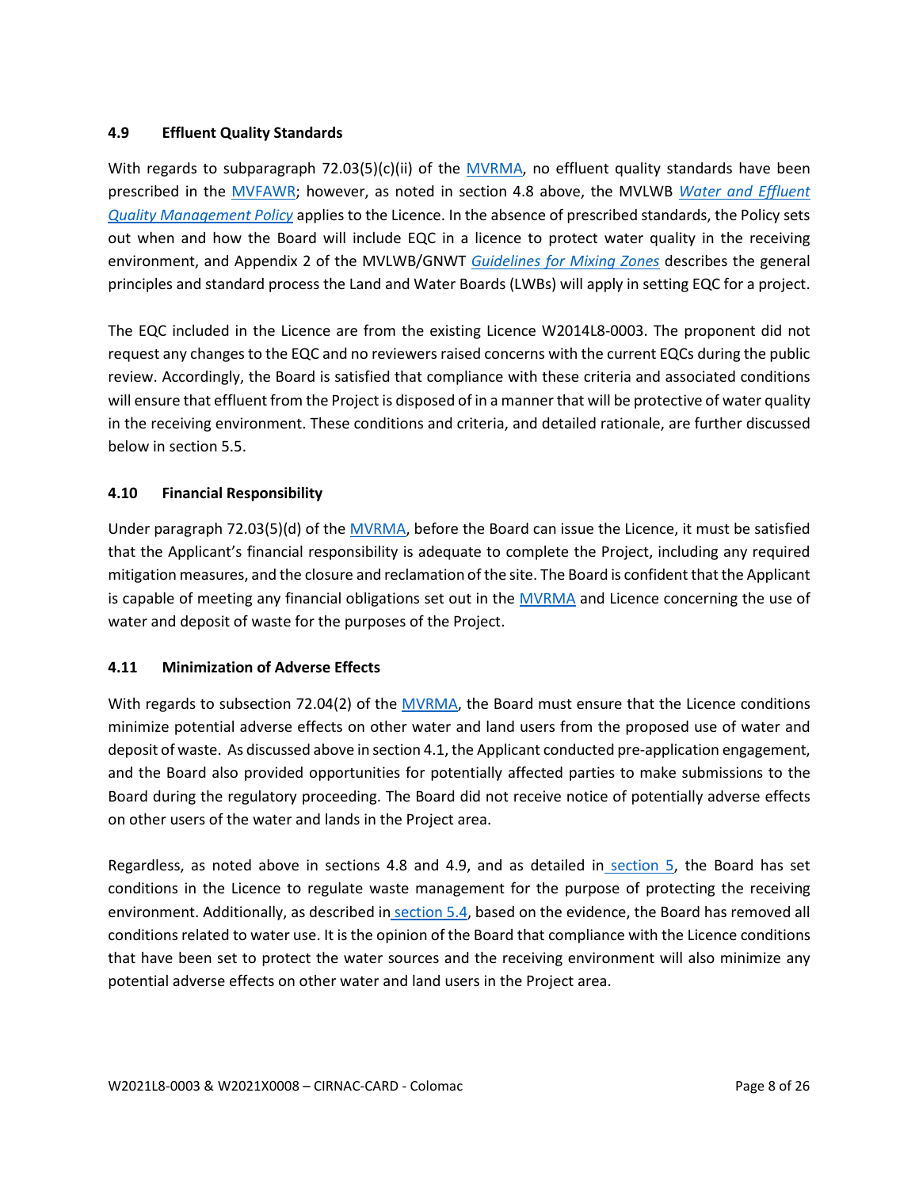### 4.9 Effluent Quality Standards

With regards to subparagraph 72.03(5)(c)(ii) of the MVRMA, no effluent quality standards have been prescribed in the MVFAWR; however, as noted in section 4.8 above, the MVLWB *Water and Effluent Quality Management Policy* applies to the Licence. In the absence of prescribed standards, the Policy sets out when and how the Board will include EQC in a licence to protect water quality in the receiving environment, and Appendix 2 of the MVLWB/GNWT *Guidelines for Mixing Zones* describes the general principles and standard process the Land and Water Boards (LWBs) will apply in setting EQC for a project.

The EQC included in the Licence are from the existing Licence W2014L8-0003. The proponent did not request any changes to the EQC and no reviewers raised concerns with the current EQCs during the public review. Accordingly, the Board is satisfied that compliance with these criteria and associated conditions will ensure that effluent from the Project is disposed of in a manner that will be protective of water quality in the receiving environment. These conditions and criteria, and detailed rationale, are further discussed below in section 5.5.

### 4.10 Financial Responsibility

Under paragraph 72.03(5)(d) of the MVRMA, before the Board can issue the Licence, it must be satisfied that the Applicant's financial responsibility is adequate to complete the Project, including any required mitigation measures, and the closure and reclamation of the site. The Board is confident that the Applicant is capable of meeting any financial obligations set out in the MVRMA and Licence concerning the use of water and deposit of waste for the purposes of the Project.

### 4.11 Minimization of Adverse Effects

With regards to subsection 72.04(2) of the MVRMA, the Board must ensure that the Licence conditions minimize potential adverse effects on other water and land users from the proposed use of water and deposit of waste. As discussed above in section 4.1, the Applicant conducted pre-application engagement, and the Board also provided opportunities for potentially affected parties to make submissions to the Board during the regulatory proceeding. The Board did not receive notice of potentially adverse effects on other users of the water and lands in the Project area.

Regardless, as noted above in sections 4.8 and 4.9, and as detailed in section 5, the Board has set conditions in the Licence to regulate waste management for the purpose of protecting the receiving environment. Additionally, as described in section 5.4, based on the evidence, the Board has removed all conditions related to water use. It is the opinion of the Board that compliance with the Licence conditions that have been set to protect the water sources and the receiving environment will also minimize any potential adverse effects on other water and land users in the Project area.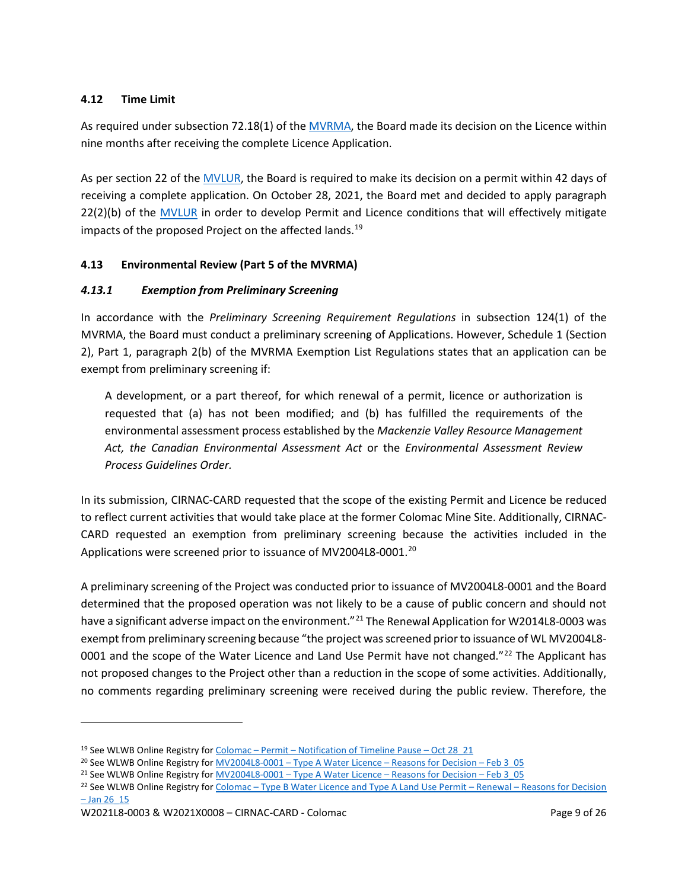### 4.12 Time Limit

As required under subsection 72.18(1) of the MVRMA, the Board made its decision on the Licence within nine months after receiving the complete Licence Application.

As per section 22 of the MVLUR, the Board is required to make its decision on a permit within 42 days of receiving a complete application. On October 28, 2021, the Board met and decided to apply paragraph 22(2)(b) of the MVLUR in order to develop Permit and Licence conditions that will effectively mitigate impacts of the proposed Project on the affected lands.[19]

### 4.13 Environmental Review (Part 5 of the MVRMA)

#### *4.13.1 Exemption from Preliminary Screening*

In accordance with the *Preliminary Screening Requirement Regulations* in subsection 124(1) of the MVRMA, the Board must conduct a preliminary screening of Applications. However, Schedule 1 (Section 2), Part 1, paragraph 2(b) of the MVRMA Exemption List Regulations states that an application can be exempt from preliminary screening if:

> A development, or a part thereof, for which renewal of a permit, licence or authorization is requested that (a) has not been modified; and (b) has fulfilled the requirements of the environmental assessment process established by the *Mackenzie Valley Resource Management Act, the Canadian Environmental Assessment Act* or the *Environmental Assessment Review Process Guidelines Order.*

In its submission, CIRNAC-CARD requested that the scope of the existing Permit and Licence be reduced to reflect current activities that would take place at the former Colomac Mine Site. Additionally, CIRNAC-CARD requested an exemption from preliminary screening because the activities included in the Applications were screened prior to issuance of MV2004L8-0001.[20]

A preliminary screening of the Project was conducted prior to issuance of MV2004L8-0001 and the Board determined that the proposed operation was not likely to be a cause of public concern and should not have a significant adverse impact on the environment."[21] The Renewal Application for W2014L8-0003 was exempt from preliminary screening because "the project was screened prior to issuance of WL MV2004L8-0001 and the scope of the Water Licence and Land Use Permit have not changed."[22] The Applicant has not proposed changes to the Project other than a reduction in the scope of some activities. Additionally, no comments regarding preliminary screening were received during the public review. Therefore, the

---

[19] See WLWB Online Registry for Colomac – Permit – Notification of Timeline Pause – Oct 28_21

[20] See WLWB Online Registry for MV2004L8-0001 – Type A Water Licence – Reasons for Decision – Feb 3_05

[21] See WLWB Online Registry for MV2004L8-0001 – Type A Water Licence – Reasons for Decision – Feb 3_05

[22] See WLWB Online Registry for Colomac – Type B Water Licence and Type A Land Use Permit – Renewal – Reasons for Decision – Jan 26_15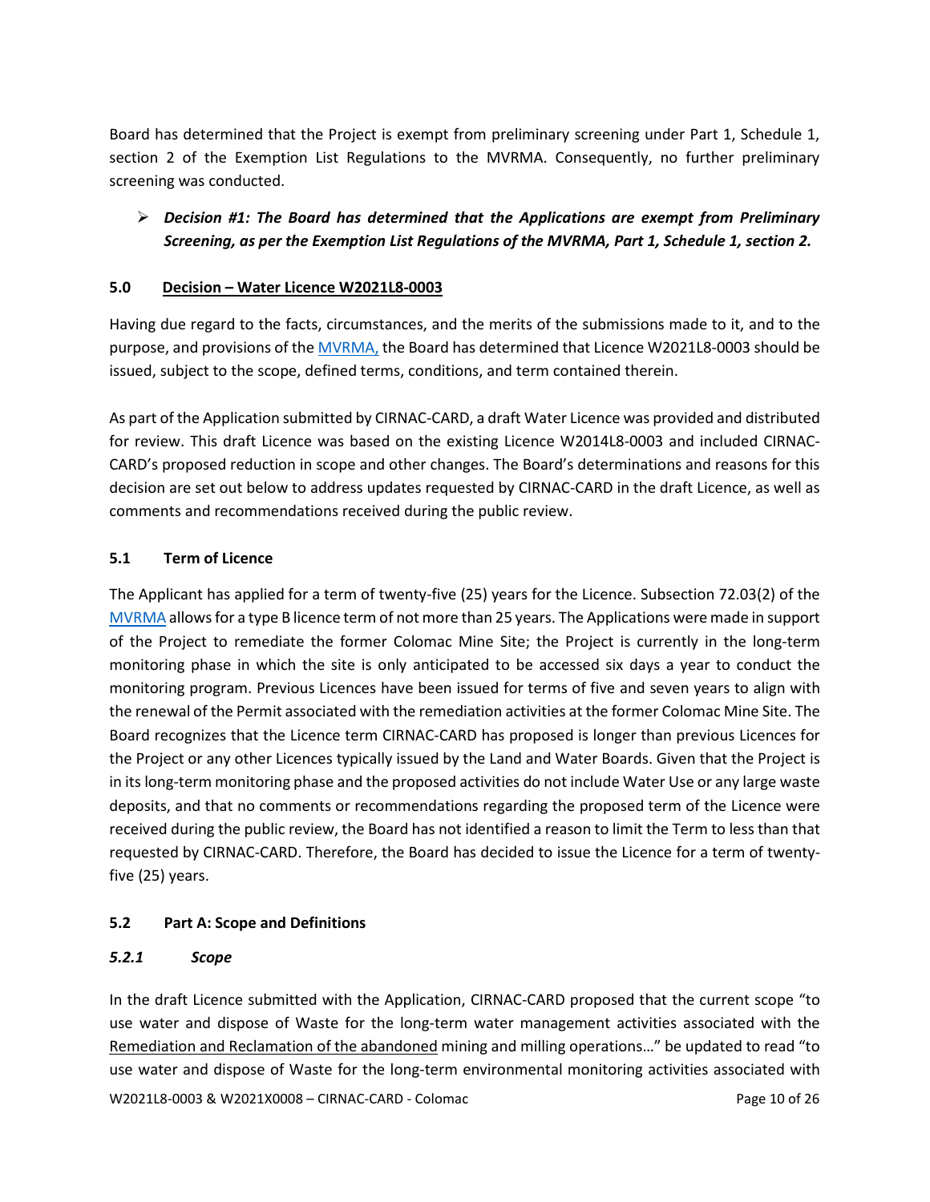Board has determined that the Project is exempt from preliminary screening under Part 1, Schedule 1, section 2 of the Exemption List Regulations to the MVRMA. Consequently, no further preliminary screening was conducted.

- ***Decision #1: The Board has determined that the Applications are exempt from Preliminary Screening, as per the Exemption List Regulations of the MVRMA, Part 1, Schedule 1, section 2.***

## 5.0 Decision – Water Licence W2021L8-0003

Having due regard to the facts, circumstances, and the merits of the submissions made to it, and to the purpose, and provisions of the MVRMA, the Board has determined that Licence W2021L8-0003 should be issued, subject to the scope, defined terms, conditions, and term contained therein.

As part of the Application submitted by CIRNAC-CARD, a draft Water Licence was provided and distributed for review. This draft Licence was based on the existing Licence W2014L8-0003 and included CIRNAC-CARD's proposed reduction in scope and other changes. The Board's determinations and reasons for this decision are set out below to address updates requested by CIRNAC-CARD in the draft Licence, as well as comments and recommendations received during the public review.

### 5.1 Term of Licence

The Applicant has applied for a term of twenty-five (25) years for the Licence. Subsection 72.03(2) of the MVRMA allows for a type B licence term of not more than 25 years. The Applications were made in support of the Project to remediate the former Colomac Mine Site; the Project is currently in the long-term monitoring phase in which the site is only anticipated to be accessed six days a year to conduct the monitoring program. Previous Licences have been issued for terms of five and seven years to align with the renewal of the Permit associated with the remediation activities at the former Colomac Mine Site. The Board recognizes that the Licence term CIRNAC-CARD has proposed is longer than previous Licences for the Project or any other Licences typically issued by the Land and Water Boards. Given that the Project is in its long-term monitoring phase and the proposed activities do not include Water Use or any large waste deposits, and that no comments or recommendations regarding the proposed term of the Licence were received during the public review, the Board has not identified a reason to limit the Term to less than that requested by CIRNAC-CARD. Therefore, the Board has decided to issue the Licence for a term of twenty-five (25) years.

### 5.2 Part A: Scope and Definitions

#### *5.2.1 Scope*

In the draft Licence submitted with the Application, CIRNAC-CARD proposed that the current scope "to use water and dispose of Waste for the long-term water management activities associated with the Remediation and Reclamation of the abandoned mining and milling operations…" be updated to read "to use water and dispose of Waste for the long-term environmental monitoring activities associated with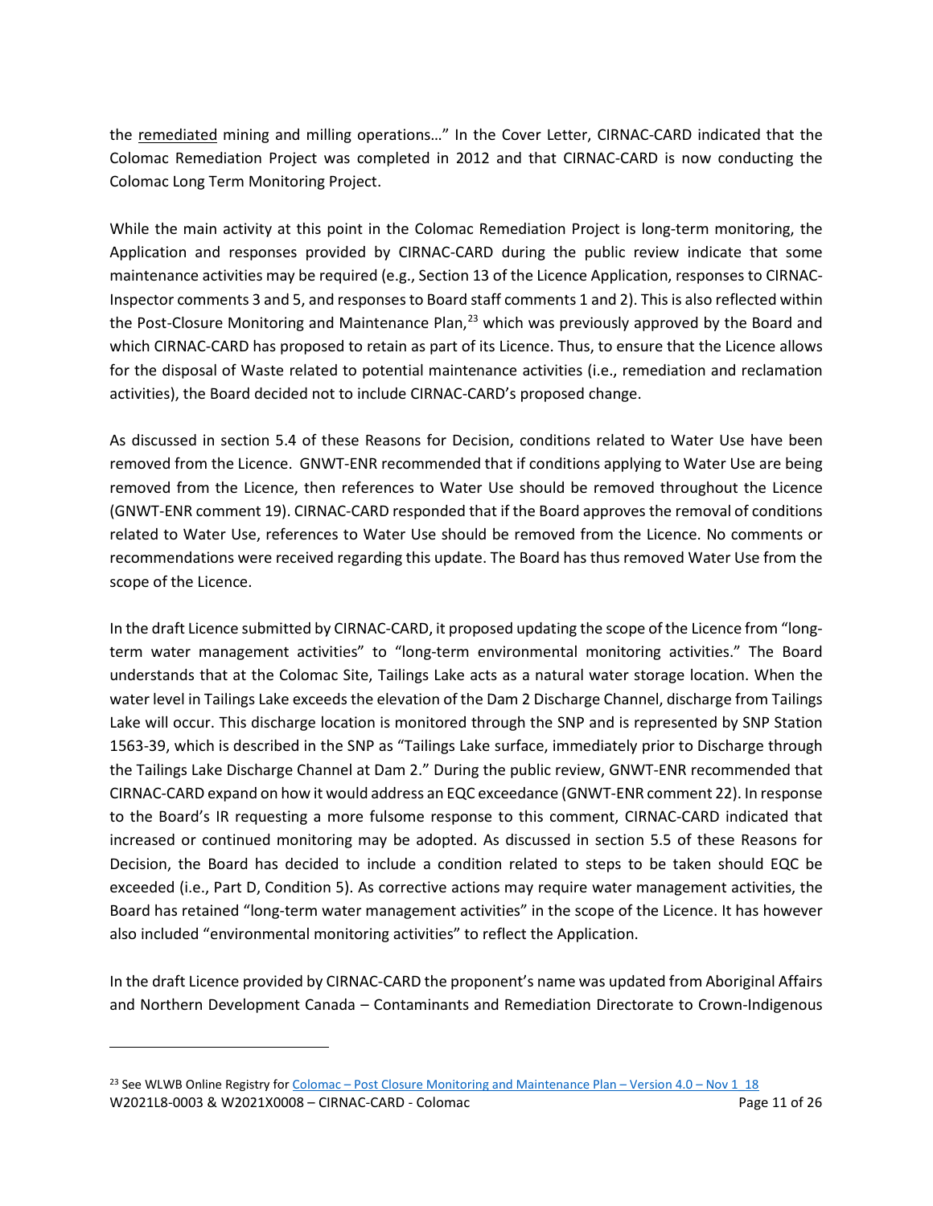the remediated mining and milling operations…" In the Cover Letter, CIRNAC-CARD indicated that the Colomac Remediation Project was completed in 2012 and that CIRNAC-CARD is now conducting the Colomac Long Term Monitoring Project.

While the main activity at this point in the Colomac Remediation Project is long-term monitoring, the Application and responses provided by CIRNAC-CARD during the public review indicate that some maintenance activities may be required (e.g., Section 13 of the Licence Application, responses to CIRNAC-Inspector comments 3 and 5, and responses to Board staff comments 1 and 2). This is also reflected within the Post-Closure Monitoring and Maintenance Plan,[23] which was previously approved by the Board and which CIRNAC-CARD has proposed to retain as part of its Licence. Thus, to ensure that the Licence allows for the disposal of Waste related to potential maintenance activities (i.e., remediation and reclamation activities), the Board decided not to include CIRNAC-CARD's proposed change.

As discussed in section 5.4 of these Reasons for Decision, conditions related to Water Use have been removed from the Licence. GNWT-ENR recommended that if conditions applying to Water Use are being removed from the Licence, then references to Water Use should be removed throughout the Licence (GNWT-ENR comment 19). CIRNAC-CARD responded that if the Board approves the removal of conditions related to Water Use, references to Water Use should be removed from the Licence. No comments or recommendations were received regarding this update. The Board has thus removed Water Use from the scope of the Licence.

In the draft Licence submitted by CIRNAC-CARD, it proposed updating the scope of the Licence from "long-term water management activities" to "long-term environmental monitoring activities." The Board understands that at the Colomac Site, Tailings Lake acts as a natural water storage location. When the water level in Tailings Lake exceeds the elevation of the Dam 2 Discharge Channel, discharge from Tailings Lake will occur. This discharge location is monitored through the SNP and is represented by SNP Station 1563-39, which is described in the SNP as "Tailings Lake surface, immediately prior to Discharge through the Tailings Lake Discharge Channel at Dam 2." During the public review, GNWT-ENR recommended that CIRNAC-CARD expand on how it would address an EQC exceedance (GNWT-ENR comment 22). In response to the Board's IR requesting a more fulsome response to this comment, CIRNAC-CARD indicated that increased or continued monitoring may be adopted. As discussed in section 5.5 of these Reasons for Decision, the Board has decided to include a condition related to steps to be taken should EQC be exceeded (i.e., Part D, Condition 5). As corrective actions may require water management activities, the Board has retained "long-term water management activities" in the scope of the Licence. It has however also included "environmental monitoring activities" to reflect the Application.

In the draft Licence provided by CIRNAC-CARD the proponent's name was updated from Aboriginal Affairs and Northern Development Canada – Contaminants and Remediation Directorate to Crown-Indigenous

[23] See WLWB Online Registry for Colomac – Post Closure Monitoring and Maintenance Plan – Version 4.0 – Nov 1_18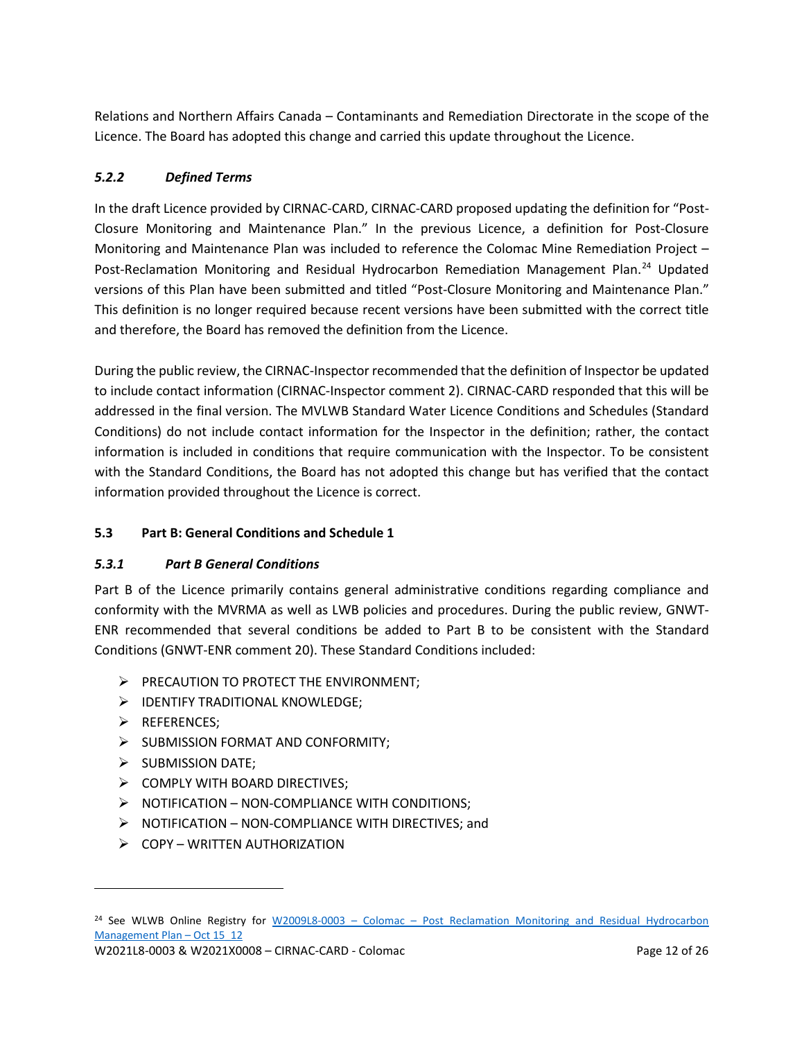Relations and Northern Affairs Canada – Contaminants and Remediation Directorate in the scope of the Licence. The Board has adopted this change and carried this update throughout the Licence.

### *5.2.2 Defined Terms*

In the draft Licence provided by CIRNAC-CARD, CIRNAC-CARD proposed updating the definition for "Post-Closure Monitoring and Maintenance Plan." In the previous Licence, a definition for Post-Closure Monitoring and Maintenance Plan was included to reference the Colomac Mine Remediation Project – Post-Reclamation Monitoring and Residual Hydrocarbon Remediation Management Plan.[24] Updated versions of this Plan have been submitted and titled "Post-Closure Monitoring and Maintenance Plan." This definition is no longer required because recent versions have been submitted with the correct title and therefore, the Board has removed the definition from the Licence.

During the public review, the CIRNAC-Inspector recommended that the definition of Inspector be updated to include contact information (CIRNAC-Inspector comment 2). CIRNAC-CARD responded that this will be addressed in the final version. The MVLWB Standard Water Licence Conditions and Schedules (Standard Conditions) do not include contact information for the Inspector in the definition; rather, the contact information is included in conditions that require communication with the Inspector. To be consistent with the Standard Conditions, the Board has not adopted this change but has verified that the contact information provided throughout the Licence is correct.

## 5.3 Part B: General Conditions and Schedule 1

### *5.3.1 Part B General Conditions*

Part B of the Licence primarily contains general administrative conditions regarding compliance and conformity with the MVRMA as well as LWB policies and procedures. During the public review, GNWT-ENR recommended that several conditions be added to Part B to be consistent with the Standard Conditions (GNWT-ENR comment 20). These Standard Conditions included:

- PRECAUTION TO PROTECT THE ENVIRONMENT;
- IDENTIFY TRADITIONAL KNOWLEDGE;
- REFERENCES;
- SUBMISSION FORMAT AND CONFORMITY;
- SUBMISSION DATE;
- COMPLY WITH BOARD DIRECTIVES;
- NOTIFICATION – NON-COMPLIANCE WITH CONDITIONS;
- NOTIFICATION – NON-COMPLIANCE WITH DIRECTIVES; and
- COPY – WRITTEN AUTHORIZATION

---

[24] See WLWB Online Registry for W2009L8-0003 – Colomac – Post Reclamation Monitoring and Residual Hydrocarbon Management Plan – Oct 15_12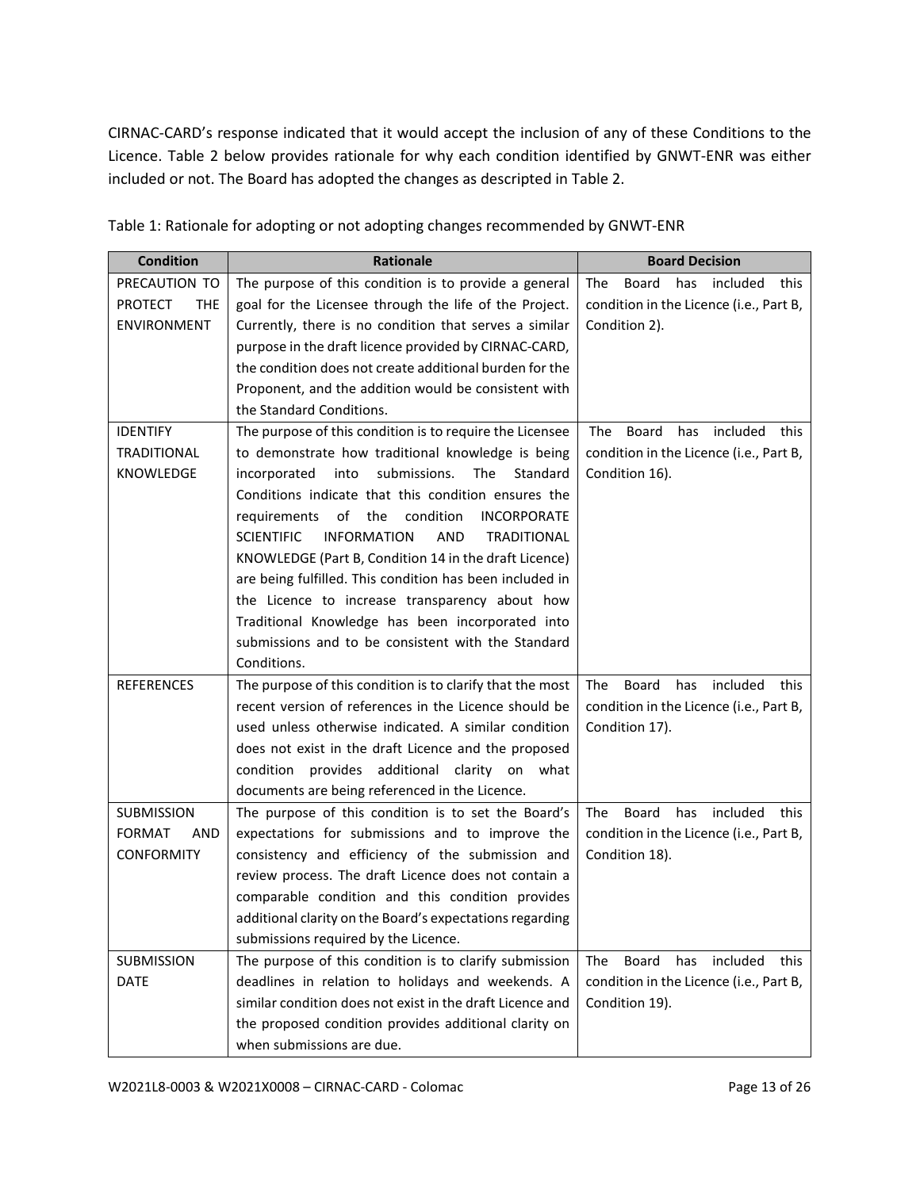CIRNAC-CARD's response indicated that it would accept the inclusion of any of these Conditions to the Licence. Table 2 below provides rationale for why each condition identified by GNWT-ENR was either included or not. The Board has adopted the changes as descripted in Table 2.

Table 1: Rationale for adopting or not adopting changes recommended by GNWT-ENR

| Condition | Rationale | Board Decision |
|---|---|---|
| PRECAUTION TO PROTECT THE ENVIRONMENT | The purpose of this condition is to provide a general goal for the Licensee through the life of the Project. Currently, there is no condition that serves a similar purpose in the draft licence provided by CIRNAC-CARD, the condition does not create additional burden for the Proponent, and the addition would be consistent with the Standard Conditions. | The Board has included this condition in the Licence (i.e., Part B, Condition 2). |
| IDENTIFY TRADITIONAL KNOWLEDGE | The purpose of this condition is to require the Licensee to demonstrate how traditional knowledge is being incorporated into submissions. The Standard Conditions indicate that this condition ensures the requirements of the condition INCORPORATE SCIENTIFIC INFORMATION AND TRADITIONAL KNOWLEDGE (Part B, Condition 14 in the draft Licence) are being fulfilled. This condition has been included in the Licence to increase transparency about how Traditional Knowledge has been incorporated into submissions and to be consistent with the Standard Conditions. | The Board has included this condition in the Licence (i.e., Part B, Condition 16). |
| REFERENCES | The purpose of this condition is to clarify that the most recent version of references in the Licence should be used unless otherwise indicated. A similar condition does not exist in the draft Licence and the proposed condition provides additional clarity on what documents are being referenced in the Licence. | The Board has included this condition in the Licence (i.e., Part B, Condition 17). |
| SUBMISSION FORMAT AND CONFORMITY | The purpose of this condition is to set the Board's expectations for submissions and to improve the consistency and efficiency of the submission and review process. The draft Licence does not contain a comparable condition and this condition provides additional clarity on the Board's expectations regarding submissions required by the Licence. | The Board has included this condition in the Licence (i.e., Part B, Condition 18). |
| SUBMISSION DATE | The purpose of this condition is to clarify submission deadlines in relation to holidays and weekends. A similar condition does not exist in the draft Licence and the proposed condition provides additional clarity on when submissions are due. | The Board has included this condition in the Licence (i.e., Part B, Condition 19). |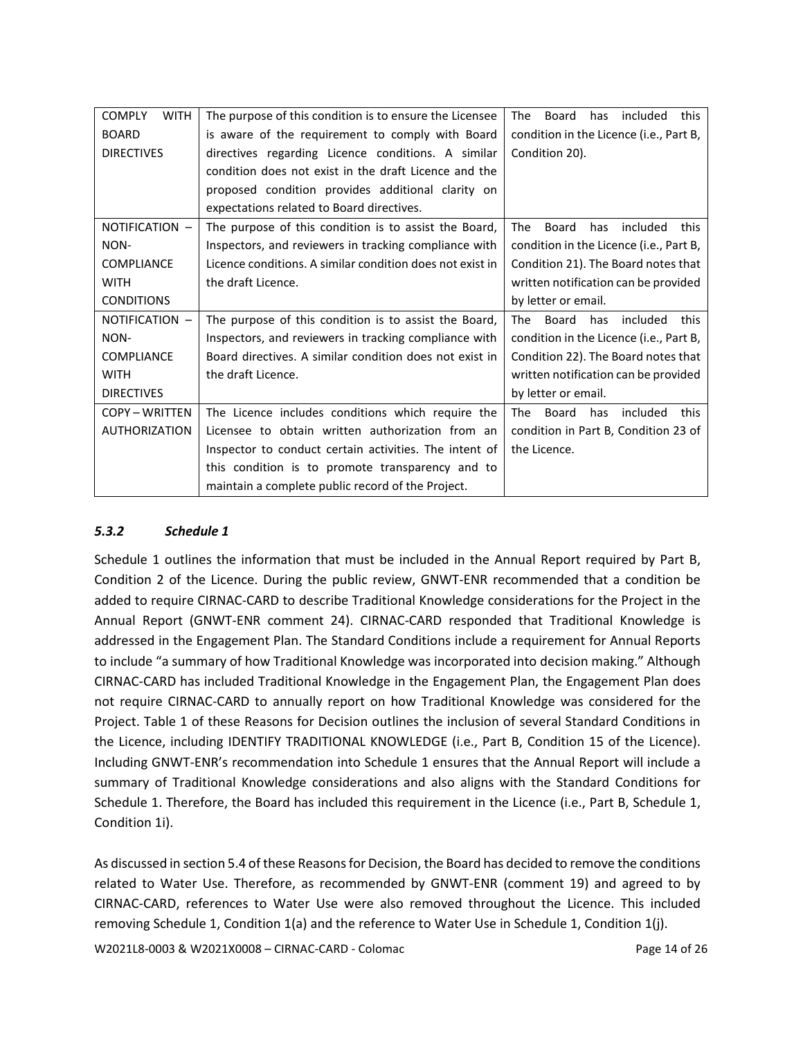| | | |
|---|---|---|
| COMPLY WITH BOARD DIRECTIVES | The purpose of this condition is to ensure the Licensee is aware of the requirement to comply with Board directives regarding Licence conditions. A similar condition does not exist in the draft Licence and the proposed condition provides additional clarity on expectations related to Board directives. | The Board has included this condition in the Licence (i.e., Part B, Condition 20). |
| NOTIFICATION – NON-COMPLIANCE WITH CONDITIONS | The purpose of this condition is to assist the Board, Inspectors, and reviewers in tracking compliance with Licence conditions. A similar condition does not exist in the draft Licence. | The Board has included this condition in the Licence (i.e., Part B, Condition 21). The Board notes that written notification can be provided by letter or email. |
| NOTIFICATION – NON-COMPLIANCE WITH DIRECTIVES | The purpose of this condition is to assist the Board, Inspectors, and reviewers in tracking compliance with Board directives. A similar condition does not exist in the draft Licence. | The Board has included this condition in the Licence (i.e., Part B, Condition 22). The Board notes that written notification can be provided by letter or email. |
| COPY – WRITTEN AUTHORIZATION | The Licence includes conditions which require the Licensee to obtain written authorization from an Inspector to conduct certain activities. The intent of this condition is to promote transparency and to maintain a complete public record of the Project. | The Board has included this condition in Part B, Condition 23 of the Licence. |

### *5.3.2 Schedule 1*

Schedule 1 outlines the information that must be included in the Annual Report required by Part B, Condition 2 of the Licence. During the public review, GNWT-ENR recommended that a condition be added to require CIRNAC-CARD to describe Traditional Knowledge considerations for the Project in the Annual Report (GNWT-ENR comment 24). CIRNAC-CARD responded that Traditional Knowledge is addressed in the Engagement Plan. The Standard Conditions include a requirement for Annual Reports to include "a summary of how Traditional Knowledge was incorporated into decision making." Although CIRNAC-CARD has included Traditional Knowledge in the Engagement Plan, the Engagement Plan does not require CIRNAC-CARD to annually report on how Traditional Knowledge was considered for the Project. Table 1 of these Reasons for Decision outlines the inclusion of several Standard Conditions in the Licence, including IDENTIFY TRADITIONAL KNOWLEDGE (i.e., Part B, Condition 15 of the Licence). Including GNWT-ENR's recommendation into Schedule 1 ensures that the Annual Report will include a summary of Traditional Knowledge considerations and also aligns with the Standard Conditions for Schedule 1. Therefore, the Board has included this requirement in the Licence (i.e., Part B, Schedule 1, Condition 1i).

As discussed in section 5.4 of these Reasons for Decision, the Board has decided to remove the conditions related to Water Use. Therefore, as recommended by GNWT-ENR (comment 19) and agreed to by CIRNAC-CARD, references to Water Use were also removed throughout the Licence. This included removing Schedule 1, Condition 1(a) and the reference to Water Use in Schedule 1, Condition 1(j).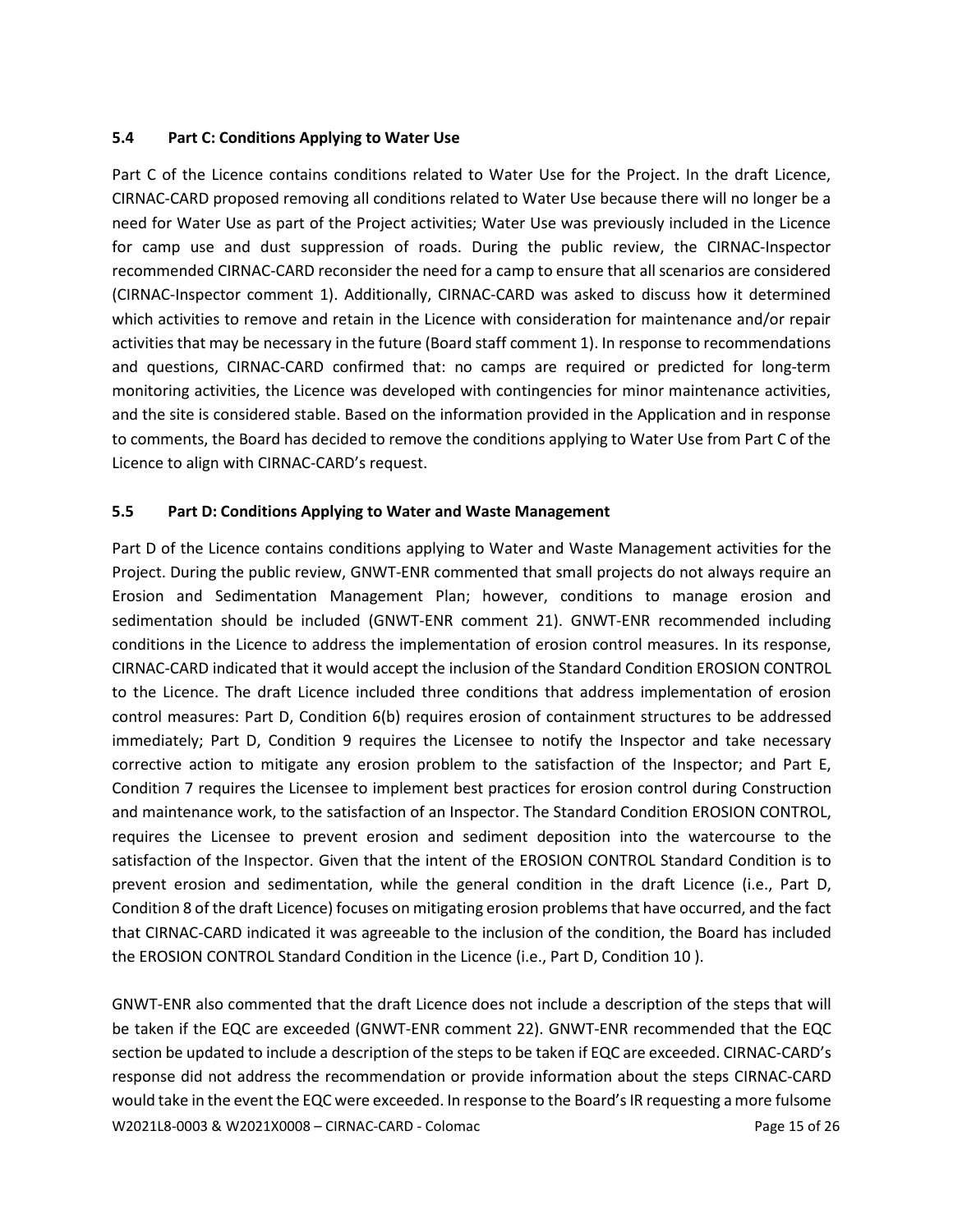### 5.4 Part C: Conditions Applying to Water Use

Part C of the Licence contains conditions related to Water Use for the Project. In the draft Licence, CIRNAC-CARD proposed removing all conditions related to Water Use because there will no longer be a need for Water Use as part of the Project activities; Water Use was previously included in the Licence for camp use and dust suppression of roads. During the public review, the CIRNAC-Inspector recommended CIRNAC-CARD reconsider the need for a camp to ensure that all scenarios are considered (CIRNAC-Inspector comment 1). Additionally, CIRNAC-CARD was asked to discuss how it determined which activities to remove and retain in the Licence with consideration for maintenance and/or repair activities that may be necessary in the future (Board staff comment 1). In response to recommendations and questions, CIRNAC-CARD confirmed that: no camps are required or predicted for long-term monitoring activities, the Licence was developed with contingencies for minor maintenance activities, and the site is considered stable. Based on the information provided in the Application and in response to comments, the Board has decided to remove the conditions applying to Water Use from Part C of the Licence to align with CIRNAC-CARD's request.

### 5.5 Part D: Conditions Applying to Water and Waste Management

Part D of the Licence contains conditions applying to Water and Waste Management activities for the Project. During the public review, GNWT-ENR commented that small projects do not always require an Erosion and Sedimentation Management Plan; however, conditions to manage erosion and sedimentation should be included (GNWT-ENR comment 21). GNWT-ENR recommended including conditions in the Licence to address the implementation of erosion control measures. In its response, CIRNAC-CARD indicated that it would accept the inclusion of the Standard Condition EROSION CONTROL to the Licence. The draft Licence included three conditions that address implementation of erosion control measures: Part D, Condition 6(b) requires erosion of containment structures to be addressed immediately; Part D, Condition 9 requires the Licensee to notify the Inspector and take necessary corrective action to mitigate any erosion problem to the satisfaction of the Inspector; and Part E, Condition 7 requires the Licensee to implement best practices for erosion control during Construction and maintenance work, to the satisfaction of an Inspector. The Standard Condition EROSION CONTROL, requires the Licensee to prevent erosion and sediment deposition into the watercourse to the satisfaction of the Inspector. Given that the intent of the EROSION CONTROL Standard Condition is to prevent erosion and sedimentation, while the general condition in the draft Licence (i.e., Part D, Condition 8 of the draft Licence) focuses on mitigating erosion problems that have occurred, and the fact that CIRNAC-CARD indicated it was agreeable to the inclusion of the condition, the Board has included the EROSION CONTROL Standard Condition in the Licence (i.e., Part D, Condition 10 ).

GNWT-ENR also commented that the draft Licence does not include a description of the steps that will be taken if the EQC are exceeded (GNWT-ENR comment 22). GNWT-ENR recommended that the EQC section be updated to include a description of the steps to be taken if EQC are exceeded. CIRNAC-CARD's response did not address the recommendation or provide information about the steps CIRNAC-CARD would take in the event the EQC were exceeded. In response to the Board's IR requesting a more fulsome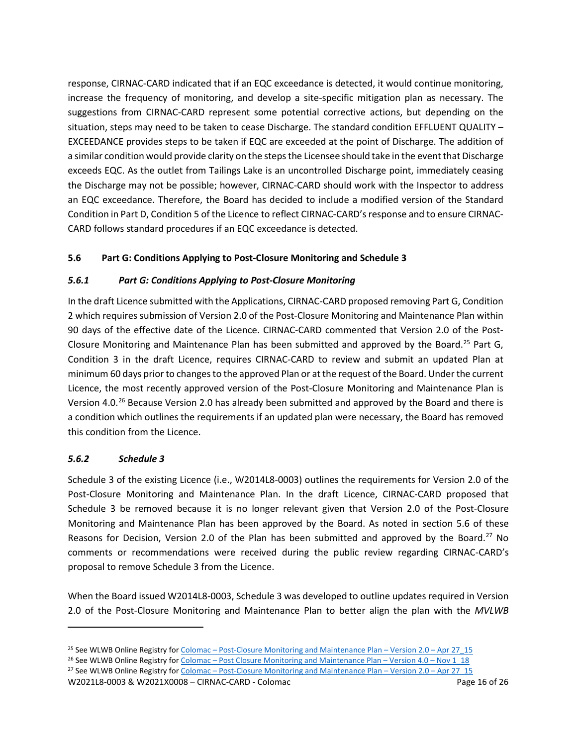response, CIRNAC-CARD indicated that if an EQC exceedance is detected, it would continue monitoring, increase the frequency of monitoring, and develop a site-specific mitigation plan as necessary. The suggestions from CIRNAC-CARD represent some potential corrective actions, but depending on the situation, steps may need to be taken to cease Discharge. The standard condition EFFLUENT QUALITY – EXCEEDANCE provides steps to be taken if EQC are exceeded at the point of Discharge. The addition of a similar condition would provide clarity on the steps the Licensee should take in the event that Discharge exceeds EQC. As the outlet from Tailings Lake is an uncontrolled Discharge point, immediately ceasing the Discharge may not be possible; however, CIRNAC-CARD should work with the Inspector to address an EQC exceedance. Therefore, the Board has decided to include a modified version of the Standard Condition in Part D, Condition 5 of the Licence to reflect CIRNAC-CARD's response and to ensure CIRNAC-CARD follows standard procedures if an EQC exceedance is detected.

### 5.6 Part G: Conditions Applying to Post-Closure Monitoring and Schedule 3

#### *5.6.1 Part G: Conditions Applying to Post-Closure Monitoring*

In the draft Licence submitted with the Applications, CIRNAC-CARD proposed removing Part G, Condition 2 which requires submission of Version 2.0 of the Post-Closure Monitoring and Maintenance Plan within 90 days of the effective date of the Licence. CIRNAC-CARD commented that Version 2.0 of the Post-Closure Monitoring and Maintenance Plan has been submitted and approved by the Board.[25] Part G, Condition 3 in the draft Licence, requires CIRNAC-CARD to review and submit an updated Plan at minimum 60 days prior to changes to the approved Plan or at the request of the Board. Under the current Licence, the most recently approved version of the Post-Closure Monitoring and Maintenance Plan is Version 4.0.[26] Because Version 2.0 has already been submitted and approved by the Board and there is a condition which outlines the requirements if an updated plan were necessary, the Board has removed this condition from the Licence.

#### *5.6.2 Schedule 3*

Schedule 3 of the existing Licence (i.e., W2014L8-0003) outlines the requirements for Version 2.0 of the Post-Closure Monitoring and Maintenance Plan. In the draft Licence, CIRNAC-CARD proposed that Schedule 3 be removed because it is no longer relevant given that Version 2.0 of the Post-Closure Monitoring and Maintenance Plan has been approved by the Board. As noted in section 5.6 of these Reasons for Decision, Version 2.0 of the Plan has been submitted and approved by the Board.[27] No comments or recommendations were received during the public review regarding CIRNAC-CARD's proposal to remove Schedule 3 from the Licence.

When the Board issued W2014L8-0003, Schedule 3 was developed to outline updates required in Version 2.0 of the Post-Closure Monitoring and Maintenance Plan to better align the plan with the *MVLWB*

---

[25] See WLWB Online Registry for Colomac – Post-Closure Monitoring and Maintenance Plan – Version 2.0 – Apr 27_15

[26] See WLWB Online Registry for Colomac – Post Closure Monitoring and Maintenance Plan – Version 4.0 – Nov 1_18

[27] See WLWB Online Registry for Colomac – Post-Closure Monitoring and Maintenance Plan – Version 2.0 – Apr 27_15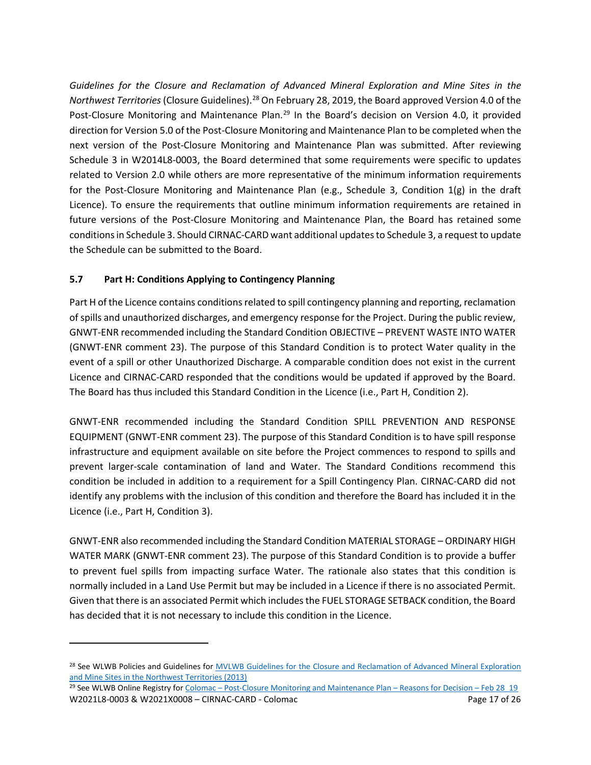*Guidelines for the Closure and Reclamation of Advanced Mineral Exploration and Mine Sites in the Northwest Territories* (Closure Guidelines).[28] On February 28, 2019, the Board approved Version 4.0 of the Post-Closure Monitoring and Maintenance Plan.[29] In the Board's decision on Version 4.0, it provided direction for Version 5.0 of the Post-Closure Monitoring and Maintenance Plan to be completed when the next version of the Post-Closure Monitoring and Maintenance Plan was submitted. After reviewing Schedule 3 in W2014L8-0003, the Board determined that some requirements were specific to updates related to Version 2.0 while others are more representative of the minimum information requirements for the Post-Closure Monitoring and Maintenance Plan (e.g., Schedule 3, Condition 1(g) in the draft Licence). To ensure the requirements that outline minimum information requirements are retained in future versions of the Post-Closure Monitoring and Maintenance Plan, the Board has retained some conditions in Schedule 3. Should CIRNAC-CARD want additional updates to Schedule 3, a request to update the Schedule can be submitted to the Board.

### 5.7 Part H: Conditions Applying to Contingency Planning

Part H of the Licence contains conditions related to spill contingency planning and reporting, reclamation of spills and unauthorized discharges, and emergency response for the Project. During the public review, GNWT-ENR recommended including the Standard Condition OBJECTIVE – PREVENT WASTE INTO WATER (GNWT-ENR comment 23). The purpose of this Standard Condition is to protect Water quality in the event of a spill or other Unauthorized Discharge. A comparable condition does not exist in the current Licence and CIRNAC-CARD responded that the conditions would be updated if approved by the Board. The Board has thus included this Standard Condition in the Licence (i.e., Part H, Condition 2).

GNWT-ENR recommended including the Standard Condition SPILL PREVENTION AND RESPONSE EQUIPMENT (GNWT-ENR comment 23). The purpose of this Standard Condition is to have spill response infrastructure and equipment available on site before the Project commences to respond to spills and prevent larger-scale contamination of land and Water. The Standard Conditions recommend this condition be included in addition to a requirement for a Spill Contingency Plan. CIRNAC-CARD did not identify any problems with the inclusion of this condition and therefore the Board has included it in the Licence (i.e., Part H, Condition 3).

GNWT-ENR also recommended including the Standard Condition MATERIAL STORAGE – ORDINARY HIGH WATER MARK (GNWT-ENR comment 23). The purpose of this Standard Condition is to provide a buffer to prevent fuel spills from impacting surface Water. The rationale also states that this condition is normally included in a Land Use Permit but may be included in a Licence if there is no associated Permit. Given that there is an associated Permit which includes the FUEL STORAGE SETBACK condition, the Board has decided that it is not necessary to include this condition in the Licence.

---

[28] See WLWB Policies and Guidelines for MVLWB Guidelines for the Closure and Reclamation of Advanced Mineral Exploration and Mine Sites in the Northwest Territories (2013)

[29] See WLWB Online Registry for Colomac – Post-Closure Monitoring and Maintenance Plan – Reasons for Decision – Feb 28_19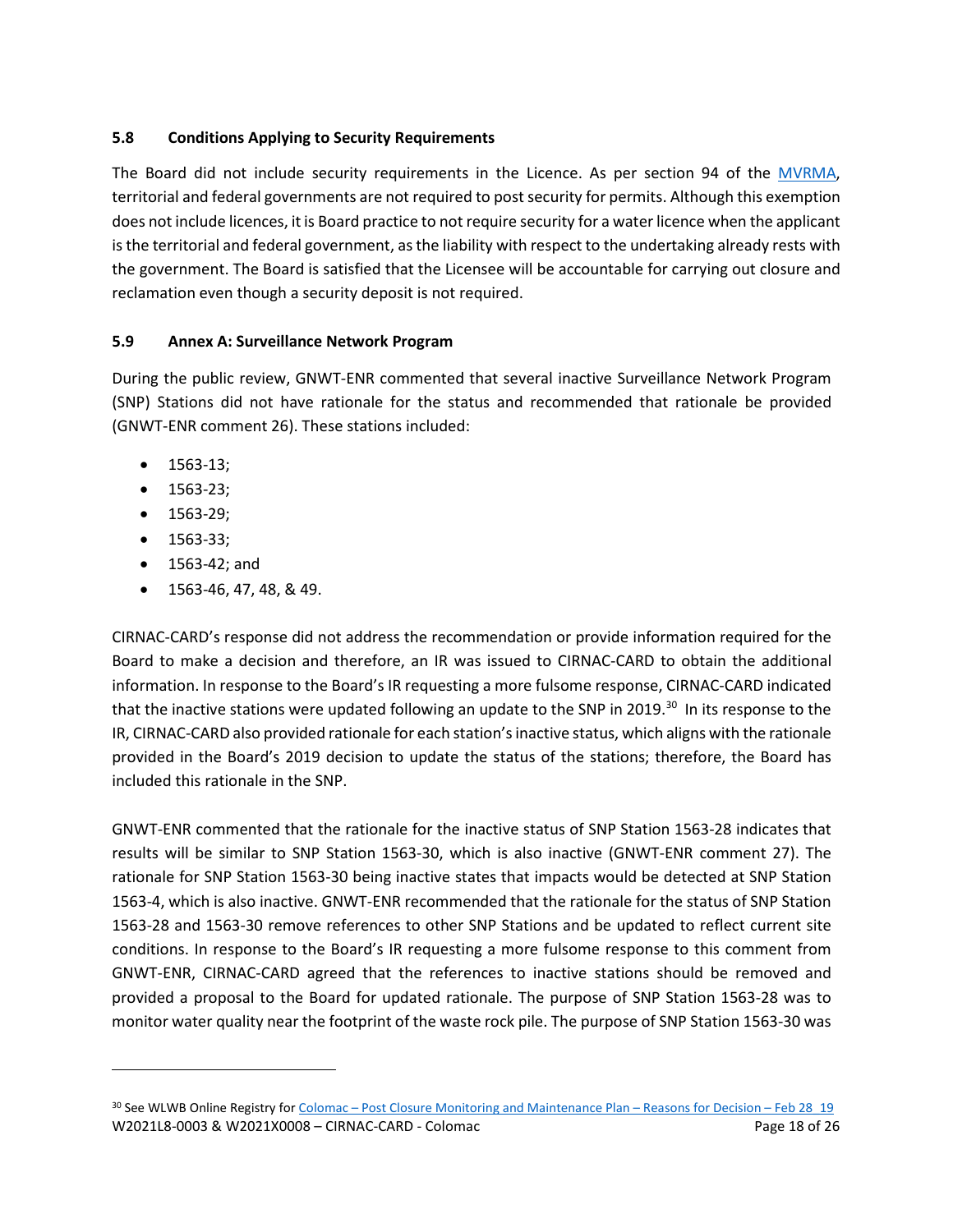### 5.8 Conditions Applying to Security Requirements

The Board did not include security requirements in the Licence. As per section 94 of the MVRMA, territorial and federal governments are not required to post security for permits. Although this exemption does not include licences, it is Board practice to not require security for a water licence when the applicant is the territorial and federal government, as the liability with respect to the undertaking already rests with the government. The Board is satisfied that the Licensee will be accountable for carrying out closure and reclamation even though a security deposit is not required.

### 5.9 Annex A: Surveillance Network Program

During the public review, GNWT-ENR commented that several inactive Surveillance Network Program (SNP) Stations did not have rationale for the status and recommended that rationale be provided (GNWT-ENR comment 26). These stations included:

- 1563-13;
- 1563-23;
- 1563-29;
- 1563-33;
- 1563-42; and
- 1563-46, 47, 48, & 49.

CIRNAC-CARD's response did not address the recommendation or provide information required for the Board to make a decision and therefore, an IR was issued to CIRNAC-CARD to obtain the additional information. In response to the Board's IR requesting a more fulsome response, CIRNAC-CARD indicated that the inactive stations were updated following an update to the SNP in 2019.[30] In its response to the IR, CIRNAC-CARD also provided rationale for each station's inactive status, which aligns with the rationale provided in the Board's 2019 decision to update the status of the stations; therefore, the Board has included this rationale in the SNP.

GNWT-ENR commented that the rationale for the inactive status of SNP Station 1563-28 indicates that results will be similar to SNP Station 1563-30, which is also inactive (GNWT-ENR comment 27). The rationale for SNP Station 1563-30 being inactive states that impacts would be detected at SNP Station 1563-4, which is also inactive. GNWT-ENR recommended that the rationale for the status of SNP Station 1563-28 and 1563-30 remove references to other SNP Stations and be updated to reflect current site conditions. In response to the Board's IR requesting a more fulsome response to this comment from GNWT-ENR, CIRNAC-CARD agreed that the references to inactive stations should be removed and provided a proposal to the Board for updated rationale. The purpose of SNP Station 1563-28 was to monitor water quality near the footprint of the waste rock pile. The purpose of SNP Station 1563-30 was

[30] See WLWB Online Registry for Colomac – Post Closure Monitoring and Maintenance Plan – Reasons for Decision – Feb 28_19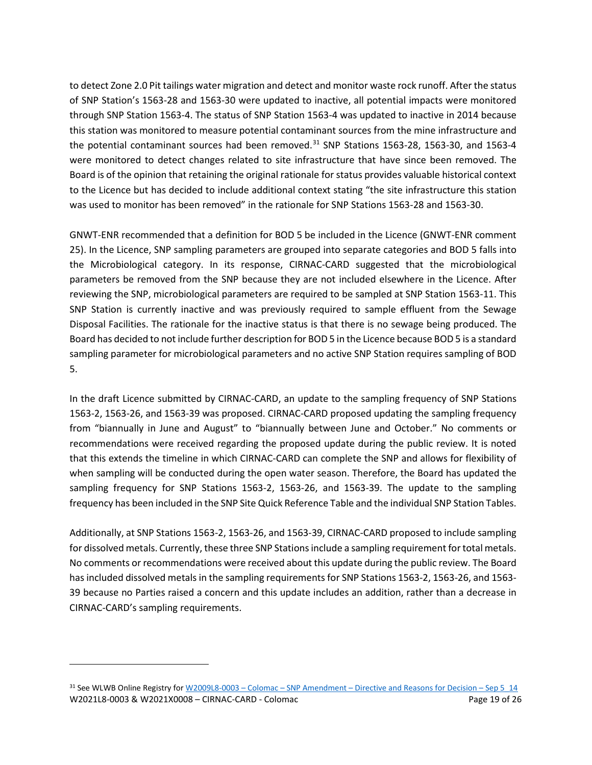to detect Zone 2.0 Pit tailings water migration and detect and monitor waste rock runoff. After the status of SNP Station's 1563-28 and 1563-30 were updated to inactive, all potential impacts were monitored through SNP Station 1563-4. The status of SNP Station 1563-4 was updated to inactive in 2014 because this station was monitored to measure potential contaminant sources from the mine infrastructure and the potential contaminant sources had been removed.[31] SNP Stations 1563-28, 1563-30, and 1563-4 were monitored to detect changes related to site infrastructure that have since been removed. The Board is of the opinion that retaining the original rationale for status provides valuable historical context to the Licence but has decided to include additional context stating "the site infrastructure this station was used to monitor has been removed" in the rationale for SNP Stations 1563-28 and 1563-30.

GNWT-ENR recommended that a definition for BOD 5 be included in the Licence (GNWT-ENR comment 25). In the Licence, SNP sampling parameters are grouped into separate categories and BOD 5 falls into the Microbiological category. In its response, CIRNAC-CARD suggested that the microbiological parameters be removed from the SNP because they are not included elsewhere in the Licence. After reviewing the SNP, microbiological parameters are required to be sampled at SNP Station 1563-11. This SNP Station is currently inactive and was previously required to sample effluent from the Sewage Disposal Facilities. The rationale for the inactive status is that there is no sewage being produced. The Board has decided to not include further description for BOD 5 in the Licence because BOD 5 is a standard sampling parameter for microbiological parameters and no active SNP Station requires sampling of BOD 5.

In the draft Licence submitted by CIRNAC-CARD, an update to the sampling frequency of SNP Stations 1563-2, 1563-26, and 1563-39 was proposed. CIRNAC-CARD proposed updating the sampling frequency from "biannually in June and August" to "biannually between June and October." No comments or recommendations were received regarding the proposed update during the public review. It is noted that this extends the timeline in which CIRNAC-CARD can complete the SNP and allows for flexibility of when sampling will be conducted during the open water season. Therefore, the Board has updated the sampling frequency for SNP Stations 1563-2, 1563-26, and 1563-39. The update to the sampling frequency has been included in the SNP Site Quick Reference Table and the individual SNP Station Tables.

Additionally, at SNP Stations 1563-2, 1563-26, and 1563-39, CIRNAC-CARD proposed to include sampling for dissolved metals. Currently, these three SNP Stations include a sampling requirement for total metals. No comments or recommendations were received about this update during the public review. The Board has included dissolved metals in the sampling requirements for SNP Stations 1563-2, 1563-26, and 1563-39 because no Parties raised a concern and this update includes an addition, rather than a decrease in CIRNAC-CARD's sampling requirements.

---

[31] See WLWB Online Registry for W2009L8-0003 – Colomac – SNP Amendment – Directive and Reasons for Decision – Sep 5_14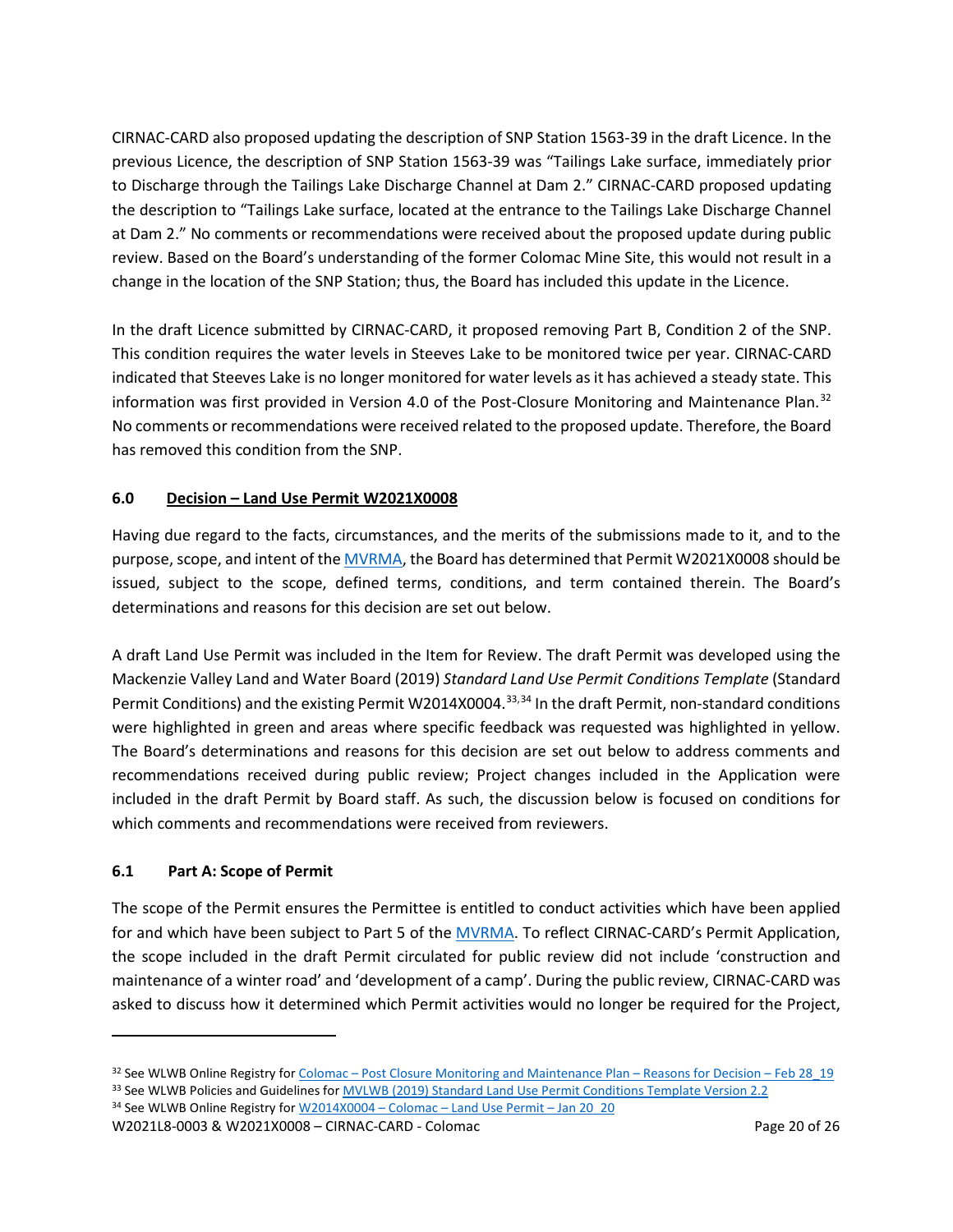CIRNAC-CARD also proposed updating the description of SNP Station 1563-39 in the draft Licence. In the previous Licence, the description of SNP Station 1563-39 was "Tailings Lake surface, immediately prior to Discharge through the Tailings Lake Discharge Channel at Dam 2." CIRNAC-CARD proposed updating the description to "Tailings Lake surface, located at the entrance to the Tailings Lake Discharge Channel at Dam 2." No comments or recommendations were received about the proposed update during public review. Based on the Board's understanding of the former Colomac Mine Site, this would not result in a change in the location of the SNP Station; thus, the Board has included this update in the Licence.

In the draft Licence submitted by CIRNAC-CARD, it proposed removing Part B, Condition 2 of the SNP. This condition requires the water levels in Steeves Lake to be monitored twice per year. CIRNAC-CARD indicated that Steeves Lake is no longer monitored for water levels as it has achieved a steady state. This information was first provided in Version 4.0 of the Post-Closure Monitoring and Maintenance Plan.[32] No comments or recommendations were received related to the proposed update. Therefore, the Board has removed this condition from the SNP.

## 6.0 Decision – Land Use Permit W2021X0008

Having due regard to the facts, circumstances, and the merits of the submissions made to it, and to the purpose, scope, and intent of the MVRMA, the Board has determined that Permit W2021X0008 should be issued, subject to the scope, defined terms, conditions, and term contained therein. The Board's determinations and reasons for this decision are set out below.

A draft Land Use Permit was included in the Item for Review. The draft Permit was developed using the Mackenzie Valley Land and Water Board (2019) *Standard Land Use Permit Conditions Template* (Standard Permit Conditions) and the existing Permit W2014X0004.[33,34] In the draft Permit, non-standard conditions were highlighted in green and areas where specific feedback was requested was highlighted in yellow. The Board's determinations and reasons for this decision are set out below to address comments and recommendations received during public review; Project changes included in the Application were included in the draft Permit by Board staff. As such, the discussion below is focused on conditions for which comments and recommendations were received from reviewers.

### 6.1 Part A: Scope of Permit

The scope of the Permit ensures the Permittee is entitled to conduct activities which have been applied for and which have been subject to Part 5 of the MVRMA. To reflect CIRNAC-CARD's Permit Application, the scope included in the draft Permit circulated for public review did not include 'construction and maintenance of a winter road' and 'development of a camp'. During the public review, CIRNAC-CARD was asked to discuss how it determined which Permit activities would no longer be required for the Project,

---

[32] See WLWB Online Registry for Colomac – Post Closure Monitoring and Maintenance Plan – Reasons for Decision – Feb 28_19

[33] See WLWB Policies and Guidelines for MVLWB (2019) Standard Land Use Permit Conditions Template Version 2.2

[34] See WLWB Online Registry for W2014X0004 – Colomac – Land Use Permit – Jan 20_20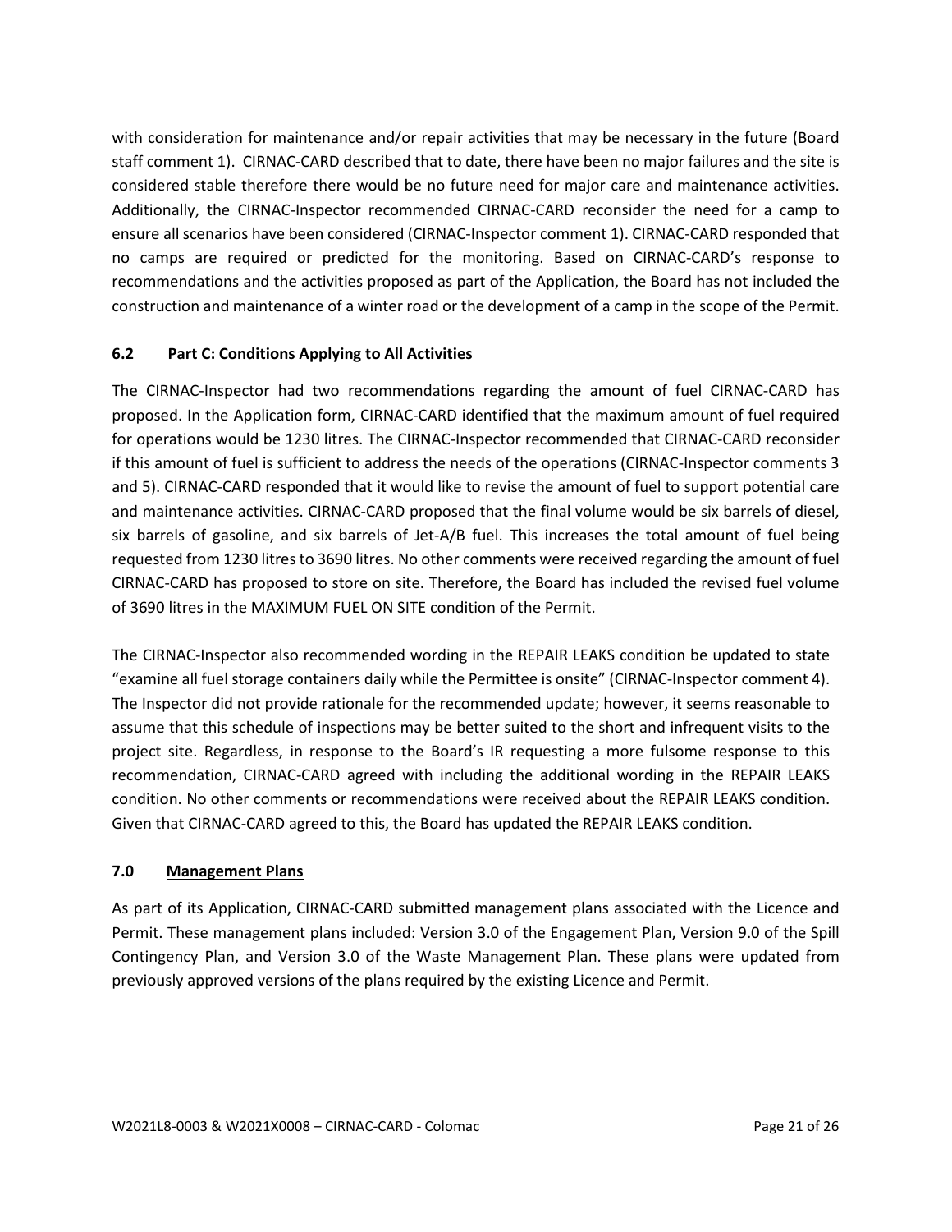with consideration for maintenance and/or repair activities that may be necessary in the future (Board staff comment 1). CIRNAC-CARD described that to date, there have been no major failures and the site is considered stable therefore there would be no future need for major care and maintenance activities. Additionally, the CIRNAC-Inspector recommended CIRNAC-CARD reconsider the need for a camp to ensure all scenarios have been considered (CIRNAC-Inspector comment 1). CIRNAC-CARD responded that no camps are required or predicted for the monitoring. Based on CIRNAC-CARD's response to recommendations and the activities proposed as part of the Application, the Board has not included the construction and maintenance of a winter road or the development of a camp in the scope of the Permit.

### 6.2 Part C: Conditions Applying to All Activities

The CIRNAC-Inspector had two recommendations regarding the amount of fuel CIRNAC-CARD has proposed. In the Application form, CIRNAC-CARD identified that the maximum amount of fuel required for operations would be 1230 litres. The CIRNAC-Inspector recommended that CIRNAC-CARD reconsider if this amount of fuel is sufficient to address the needs of the operations (CIRNAC-Inspector comments 3 and 5). CIRNAC-CARD responded that it would like to revise the amount of fuel to support potential care and maintenance activities. CIRNAC-CARD proposed that the final volume would be six barrels of diesel, six barrels of gasoline, and six barrels of Jet-A/B fuel. This increases the total amount of fuel being requested from 1230 litres to 3690 litres. No other comments were received regarding the amount of fuel CIRNAC-CARD has proposed to store on site. Therefore, the Board has included the revised fuel volume of 3690 litres in the MAXIMUM FUEL ON SITE condition of the Permit.

The CIRNAC-Inspector also recommended wording in the REPAIR LEAKS condition be updated to state "examine all fuel storage containers daily while the Permittee is onsite" (CIRNAC-Inspector comment 4). The Inspector did not provide rationale for the recommended update; however, it seems reasonable to assume that this schedule of inspections may be better suited to the short and infrequent visits to the project site. Regardless, in response to the Board's IR requesting a more fulsome response to this recommendation, CIRNAC-CARD agreed with including the additional wording in the REPAIR LEAKS condition. No other comments or recommendations were received about the REPAIR LEAKS condition. Given that CIRNAC-CARD agreed to this, the Board has updated the REPAIR LEAKS condition.

## 7.0 Management Plans

As part of its Application, CIRNAC-CARD submitted management plans associated with the Licence and Permit. These management plans included: Version 3.0 of the Engagement Plan, Version 9.0 of the Spill Contingency Plan, and Version 3.0 of the Waste Management Plan. These plans were updated from previously approved versions of the plans required by the existing Licence and Permit.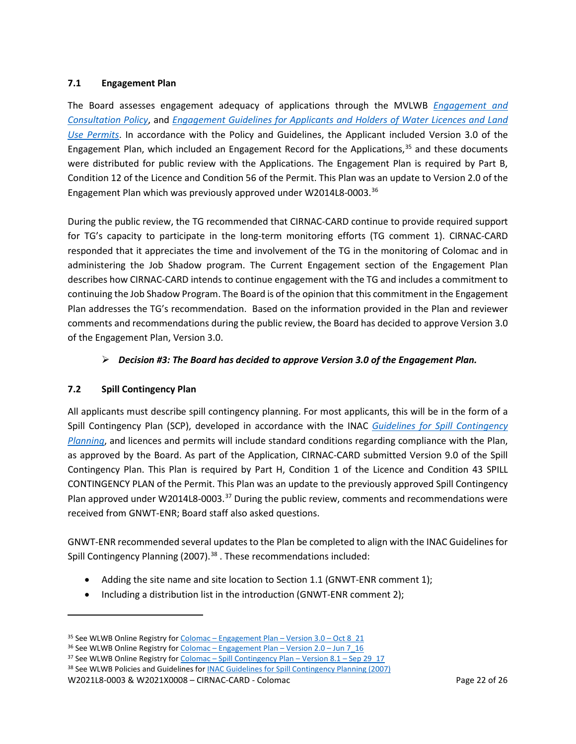### 7.1 Engagement Plan

The Board assesses engagement adequacy of applications through the MVLWB *Engagement and Consultation Policy*, and *Engagement Guidelines for Applicants and Holders of Water Licences and Land Use Permits*. In accordance with the Policy and Guidelines, the Applicant included Version 3.0 of the Engagement Plan, which included an Engagement Record for the Applications,[35] and these documents were distributed for public review with the Applications. The Engagement Plan is required by Part B, Condition 12 of the Licence and Condition 56 of the Permit. This Plan was an update to Version 2.0 of the Engagement Plan which was previously approved under W2014L8-0003.[36]

During the public review, the TG recommended that CIRNAC-CARD continue to provide required support for TG's capacity to participate in the long-term monitoring efforts (TG comment 1). CIRNAC-CARD responded that it appreciates the time and involvement of the TG in the monitoring of Colomac and in administering the Job Shadow program. The Current Engagement section of the Engagement Plan describes how CIRNAC-CARD intends to continue engagement with the TG and includes a commitment to continuing the Job Shadow Program. The Board is of the opinion that this commitment in the Engagement Plan addresses the TG's recommendation. Based on the information provided in the Plan and reviewer comments and recommendations during the public review, the Board has decided to approve Version 3.0 of the Engagement Plan, Version 3.0.

- ***Decision #3: The Board has decided to approve Version 3.0 of the Engagement Plan.***

### 7.2 Spill Contingency Plan

All applicants must describe spill contingency planning. For most applicants, this will be in the form of a Spill Contingency Plan (SCP), developed in accordance with the INAC *Guidelines for Spill Contingency Planning*, and licences and permits will include standard conditions regarding compliance with the Plan, as approved by the Board. As part of the Application, CIRNAC-CARD submitted Version 9.0 of the Spill Contingency Plan. This Plan is required by Part H, Condition 1 of the Licence and Condition 43 SPILL CONTINGENCY PLAN of the Permit. This Plan was an update to the previously approved Spill Contingency Plan approved under W2014L8-0003.[37] During the public review, comments and recommendations were received from GNWT-ENR; Board staff also asked questions.

GNWT-ENR recommended several updates to the Plan be completed to align with the INAC Guidelines for Spill Contingency Planning (2007).[38] . These recommendations included:

- Adding the site name and site location to Section 1.1 (GNWT-ENR comment 1);
- Including a distribution list in the introduction (GNWT-ENR comment 2);

---

[35] See WLWB Online Registry for Colomac – Engagement Plan – Version 3.0 – Oct 8_21

[36] See WLWB Online Registry for Colomac – Engagement Plan – Version 2.0 – Jun 7_16

[37] See WLWB Online Registry for Colomac – Spill Contingency Plan – Version 8.1 – Sep 29_17

[38] See WLWB Policies and Guidelines for INAC Guidelines for Spill Contingency Planning (2007)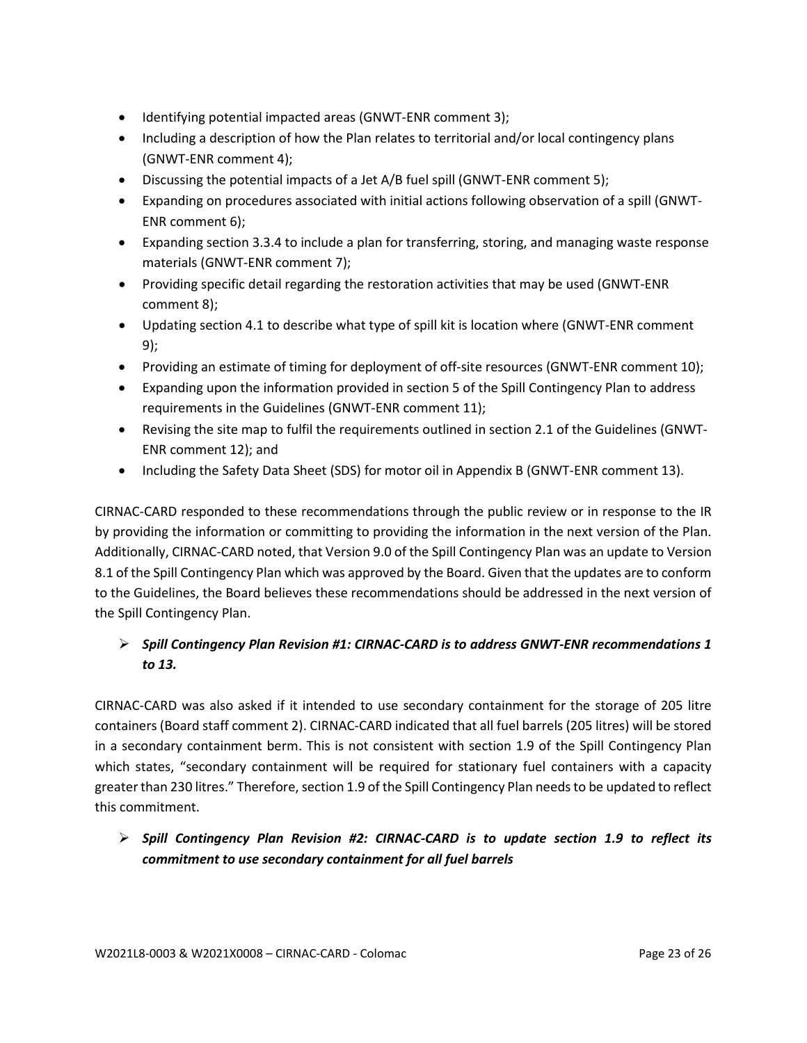- Identifying potential impacted areas (GNWT-ENR comment 3);
- Including a description of how the Plan relates to territorial and/or local contingency plans (GNWT-ENR comment 4);
- Discussing the potential impacts of a Jet A/B fuel spill (GNWT-ENR comment 5);
- Expanding on procedures associated with initial actions following observation of a spill (GNWT-ENR comment 6);
- Expanding section 3.3.4 to include a plan for transferring, storing, and managing waste response materials (GNWT-ENR comment 7);
- Providing specific detail regarding the restoration activities that may be used (GNWT-ENR comment 8);
- Updating section 4.1 to describe what type of spill kit is location where (GNWT-ENR comment 9);
- Providing an estimate of timing for deployment of off-site resources (GNWT-ENR comment 10);
- Expanding upon the information provided in section 5 of the Spill Contingency Plan to address requirements in the Guidelines (GNWT-ENR comment 11);
- Revising the site map to fulfil the requirements outlined in section 2.1 of the Guidelines (GNWT-ENR comment 12); and
- Including the Safety Data Sheet (SDS) for motor oil in Appendix B (GNWT-ENR comment 13).

CIRNAC-CARD responded to these recommendations through the public review or in response to the IR by providing the information or committing to providing the information in the next version of the Plan. Additionally, CIRNAC-CARD noted, that Version 9.0 of the Spill Contingency Plan was an update to Version 8.1 of the Spill Contingency Plan which was approved by the Board. Given that the updates are to conform to the Guidelines, the Board believes these recommendations should be addressed in the next version of the Spill Contingency Plan.

- ***Spill Contingency Plan Revision #1: CIRNAC-CARD is to address GNWT-ENR recommendations 1 to 13.***

CIRNAC-CARD was also asked if it intended to use secondary containment for the storage of 205 litre containers (Board staff comment 2). CIRNAC-CARD indicated that all fuel barrels (205 litres) will be stored in a secondary containment berm. This is not consistent with section 1.9 of the Spill Contingency Plan which states, "secondary containment will be required for stationary fuel containers with a capacity greater than 230 litres." Therefore, section 1.9 of the Spill Contingency Plan needs to be updated to reflect this commitment.

- ***Spill Contingency Plan Revision #2: CIRNAC-CARD is to update section 1.9 to reflect its commitment to use secondary containment for all fuel barrels***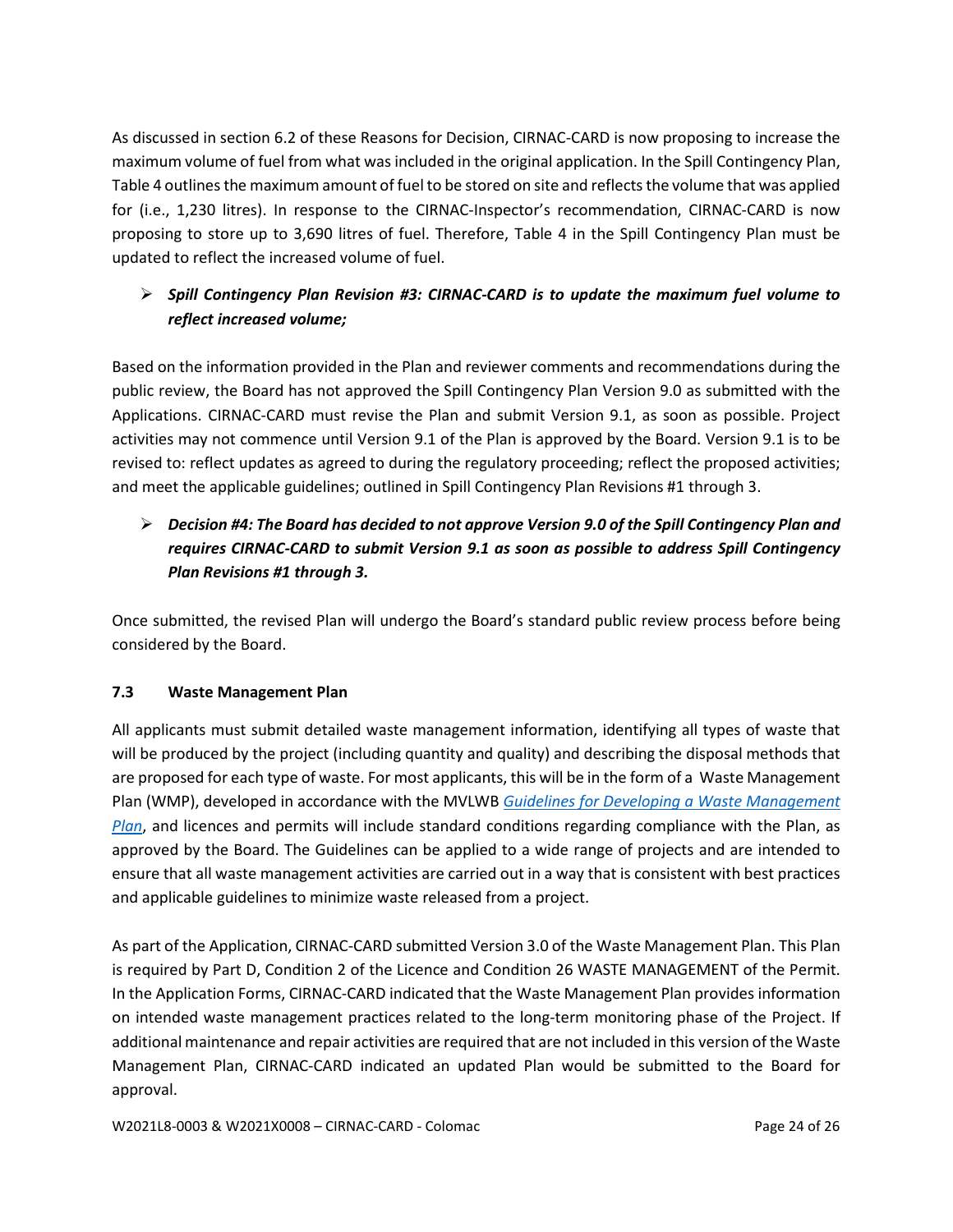As discussed in section 6.2 of these Reasons for Decision, CIRNAC-CARD is now proposing to increase the maximum volume of fuel from what was included in the original application. In the Spill Contingency Plan, Table 4 outlines the maximum amount of fuel to be stored on site and reflects the volume that was applied for (i.e., 1,230 litres). In response to the CIRNAC-Inspector's recommendation, CIRNAC-CARD is now proposing to store up to 3,690 litres of fuel. Therefore, Table 4 in the Spill Contingency Plan must be updated to reflect the increased volume of fuel.

- ***Spill Contingency Plan Revision #3: CIRNAC-CARD is to update the maximum fuel volume to reflect increased volume;***

Based on the information provided in the Plan and reviewer comments and recommendations during the public review, the Board has not approved the Spill Contingency Plan Version 9.0 as submitted with the Applications. CIRNAC-CARD must revise the Plan and submit Version 9.1, as soon as possible. Project activities may not commence until Version 9.1 of the Plan is approved by the Board. Version 9.1 is to be revised to: reflect updates as agreed to during the regulatory proceeding; reflect the proposed activities; and meet the applicable guidelines; outlined in Spill Contingency Plan Revisions #1 through 3.

- ***Decision #4: The Board has decided to not approve Version 9.0 of the Spill Contingency Plan and requires CIRNAC-CARD to submit Version 9.1 as soon as possible to address Spill Contingency Plan Revisions #1 through 3.***

Once submitted, the revised Plan will undergo the Board's standard public review process before being considered by the Board.

### 7.3 Waste Management Plan

All applicants must submit detailed waste management information, identifying all types of waste that will be produced by the project (including quantity and quality) and describing the disposal methods that are proposed for each type of waste. For most applicants, this will be in the form of a Waste Management Plan (WMP), developed in accordance with the MVLWB *Guidelines for Developing a Waste Management Plan*, and licences and permits will include standard conditions regarding compliance with the Plan, as approved by the Board. The Guidelines can be applied to a wide range of projects and are intended to ensure that all waste management activities are carried out in a way that is consistent with best practices and applicable guidelines to minimize waste released from a project.

As part of the Application, CIRNAC-CARD submitted Version 3.0 of the Waste Management Plan. This Plan is required by Part D, Condition 2 of the Licence and Condition 26 WASTE MANAGEMENT of the Permit. In the Application Forms, CIRNAC-CARD indicated that the Waste Management Plan provides information on intended waste management practices related to the long-term monitoring phase of the Project. If additional maintenance and repair activities are required that are not included in this version of the Waste Management Plan, CIRNAC-CARD indicated an updated Plan would be submitted to the Board for approval.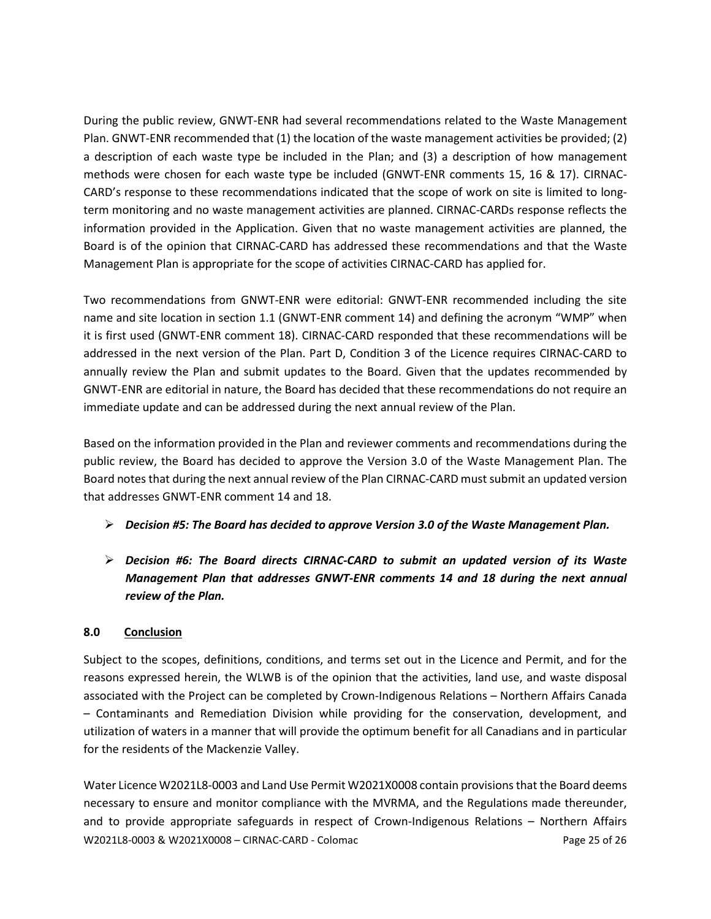During the public review, GNWT-ENR had several recommendations related to the Waste Management Plan. GNWT-ENR recommended that (1) the location of the waste management activities be provided; (2) a description of each waste type be included in the Plan; and (3) a description of how management methods were chosen for each waste type be included (GNWT-ENR comments 15, 16 & 17). CIRNAC-CARD's response to these recommendations indicated that the scope of work on site is limited to long-term monitoring and no waste management activities are planned. CIRNAC-CARDs response reflects the information provided in the Application. Given that no waste management activities are planned, the Board is of the opinion that CIRNAC-CARD has addressed these recommendations and that the Waste Management Plan is appropriate for the scope of activities CIRNAC-CARD has applied for.

Two recommendations from GNWT-ENR were editorial: GNWT-ENR recommended including the site name and site location in section 1.1 (GNWT-ENR comment 14) and defining the acronym "WMP" when it is first used (GNWT-ENR comment 18). CIRNAC-CARD responded that these recommendations will be addressed in the next version of the Plan. Part D, Condition 3 of the Licence requires CIRNAC-CARD to annually review the Plan and submit updates to the Board. Given that the updates recommended by GNWT-ENR are editorial in nature, the Board has decided that these recommendations do not require an immediate update and can be addressed during the next annual review of the Plan.

Based on the information provided in the Plan and reviewer comments and recommendations during the public review, the Board has decided to approve the Version 3.0 of the Waste Management Plan. The Board notes that during the next annual review of the Plan CIRNAC-CARD must submit an updated version that addresses GNWT-ENR comment 14 and 18.

- ***Decision #5: The Board has decided to approve Version 3.0 of the Waste Management Plan.***

- ***Decision #6: The Board directs CIRNAC-CARD to submit an updated version of its Waste Management Plan that addresses GNWT-ENR comments 14 and 18 during the next annual review of the Plan.***

## 8.0 Conclusion

Subject to the scopes, definitions, conditions, and terms set out in the Licence and Permit, and for the reasons expressed herein, the WLWB is of the opinion that the activities, land use, and waste disposal associated with the Project can be completed by Crown-Indigenous Relations – Northern Affairs Canada – Contaminants and Remediation Division while providing for the conservation, development, and utilization of waters in a manner that will provide the optimum benefit for all Canadians and in particular for the residents of the Mackenzie Valley.

Water Licence W2021L8-0003 and Land Use Permit W2021X0008 contain provisions that the Board deems necessary to ensure and monitor compliance with the MVRMA, and the Regulations made thereunder, and to provide appropriate safeguards in respect of Crown-Indigenous Relations – Northern Affairs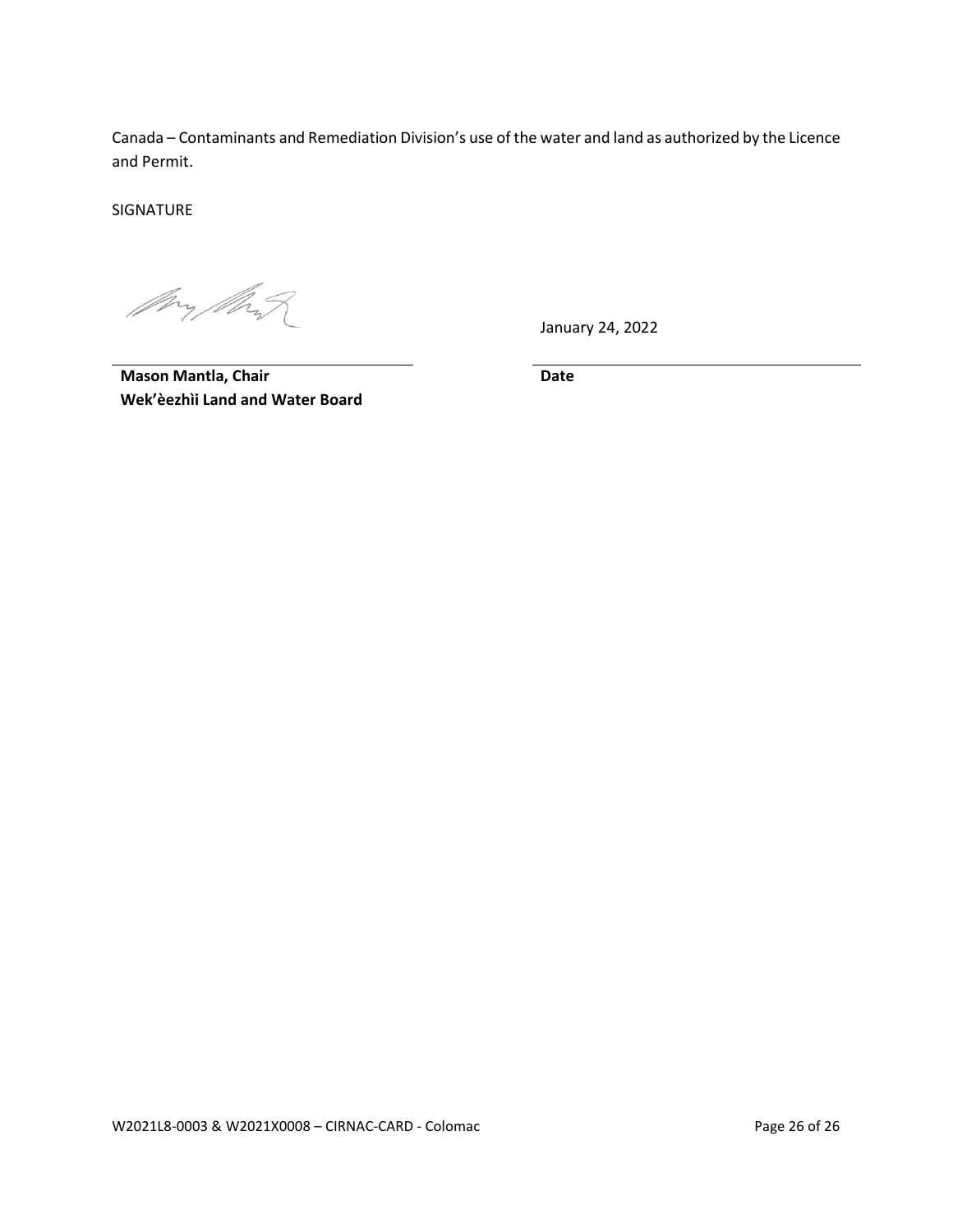Canada – Contaminants and Remediation Division's use of the water and land as authorized by the Licence and Permit.

SIGNATURE

| | |
|---|---|
| | January 24, 2022 |
| **Mason Mantla, Chair** <br> **Wek'èezhìi Land and Water Board** | **Date** |